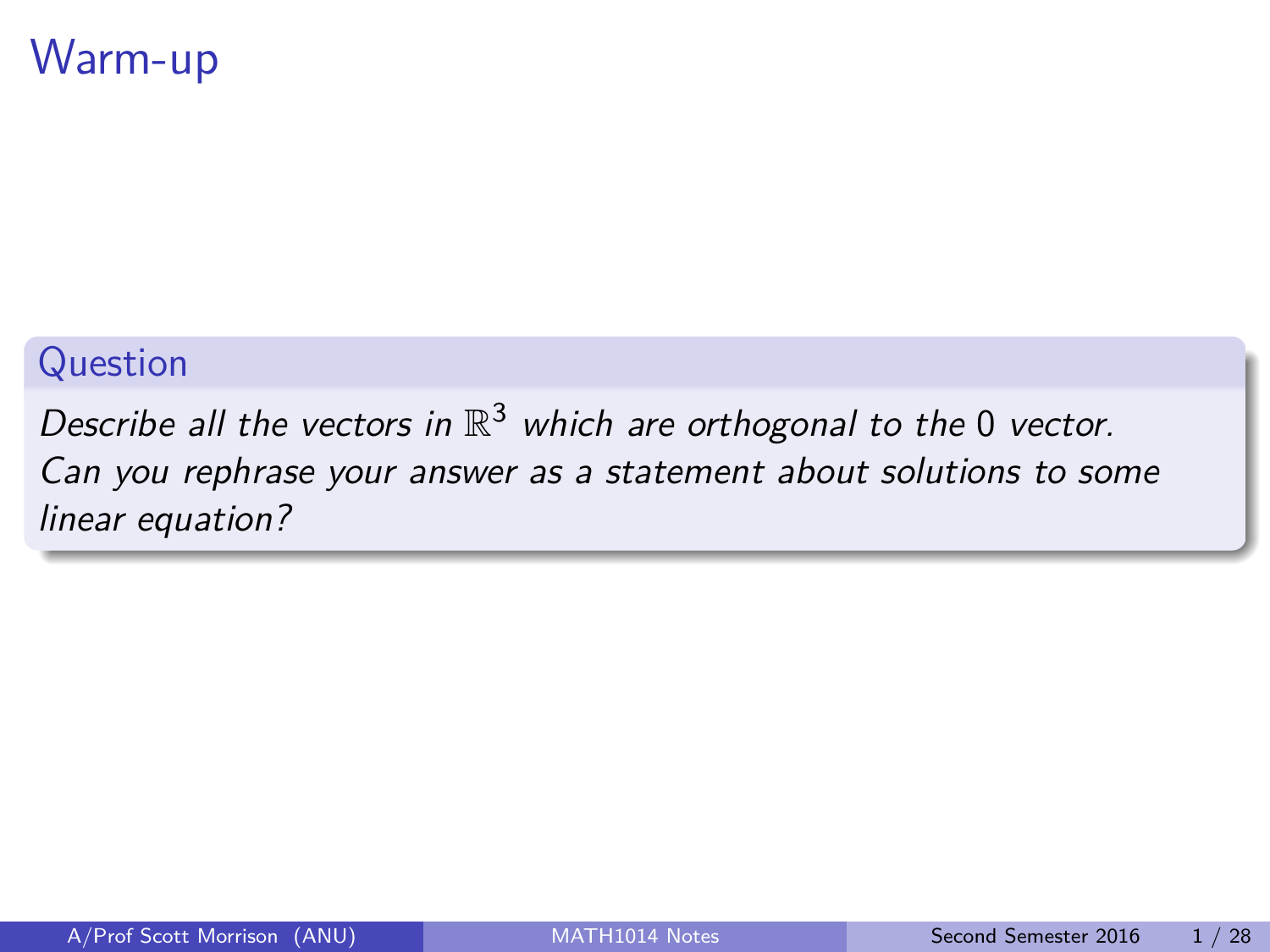# Warm-up

## Question

*Describe all the vectors in $\mathbb{R}^3$ which are orthogonal to the 0 vector. Can you rephrase your answer as a statement about solutions to some linear equation?*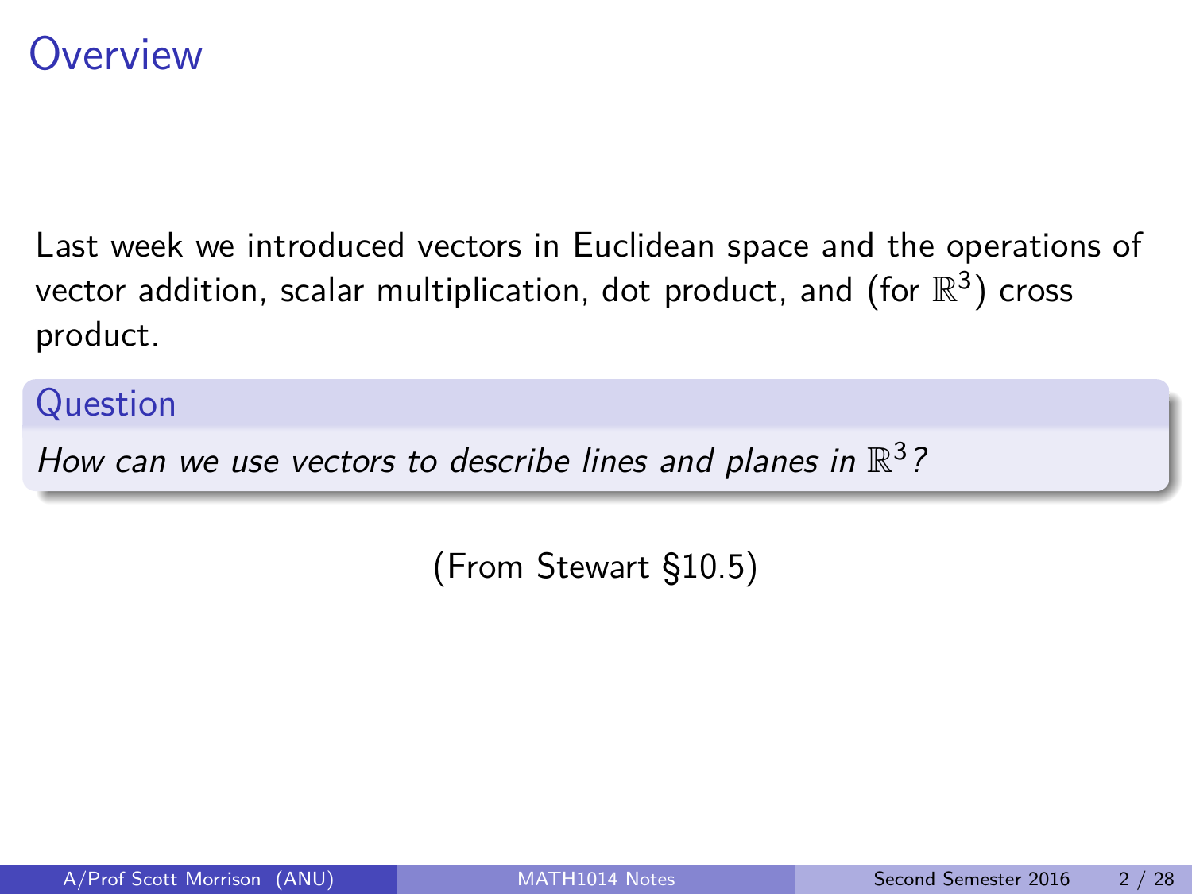# Overview

Last week we introduced vectors in Euclidean space and the operations of vector addition, scalar multiplication, dot product, and (for $\mathbb{R}^3$) cross product.

**Question**

*How can we use vectors to describe lines and planes in $\mathbb{R}^3$?*

(From Stewart §10.5)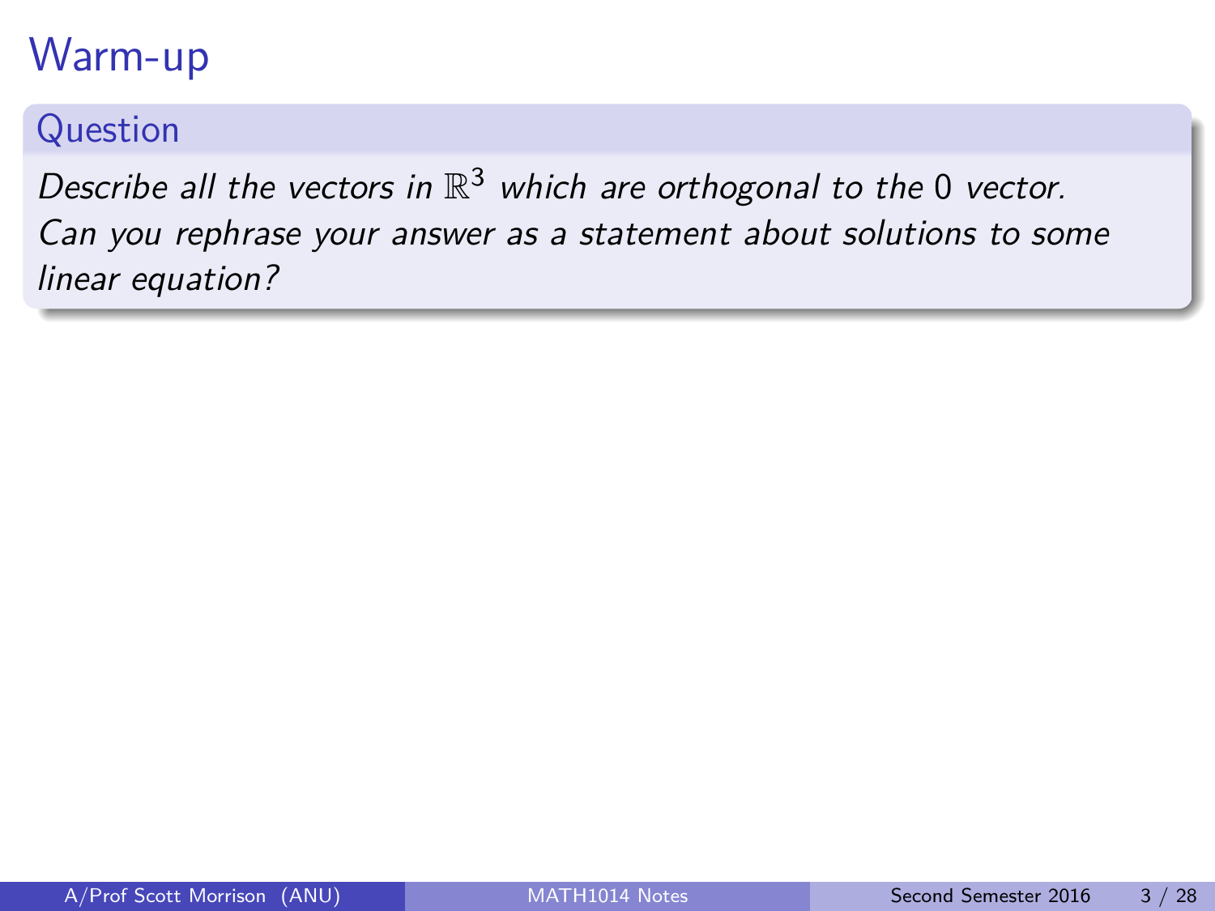# Warm-up

## Question

*Describe all the vectors in $\mathbb{R}^3$ which are orthogonal to the $0$ vector. Can you rephrase your answer as a statement about solutions to some linear equation?*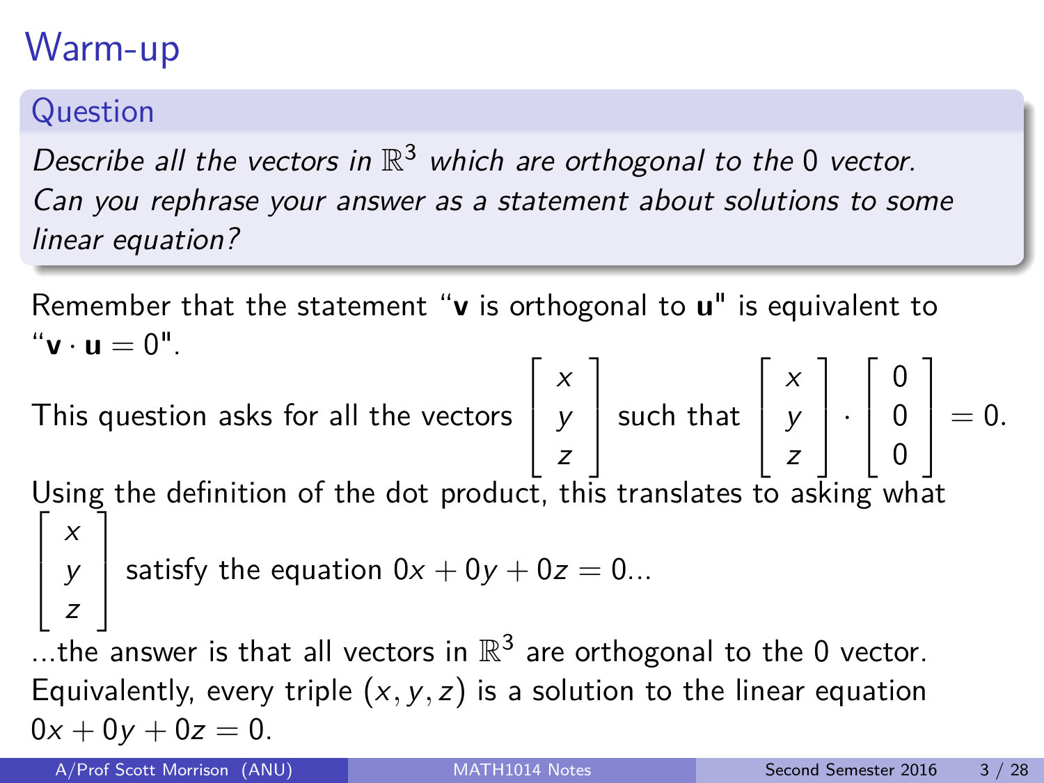# Warm-up

**Question**

*Describe all the vectors in $\mathbb{R}^3$ which are orthogonal to the 0 vector. Can you rephrase your answer as a statement about solutions to some linear equation?*

Remember that the statement "**v** is orthogonal to **u**" is equivalent to "$\mathbf{v} \cdot \mathbf{u} = 0$".

This question asks for all the vectors $\begin{bmatrix} x \\ y \\ z \end{bmatrix}$ such that $\begin{bmatrix} x \\ y \\ z \end{bmatrix} \cdot \begin{bmatrix} 0 \\ 0 \\ 0 \end{bmatrix} = 0$.

Using the definition of the dot product, this translates to asking what $\begin{bmatrix} x \\ y \\ z \end{bmatrix}$ satisfy the equation $0x + 0y + 0z = 0$...

...the answer is that all vectors in $\mathbb{R}^3$ are orthogonal to the 0 vector. Equivalently, every triple $(x, y, z)$ is a solution to the linear equation $0x + 0y + 0z = 0$.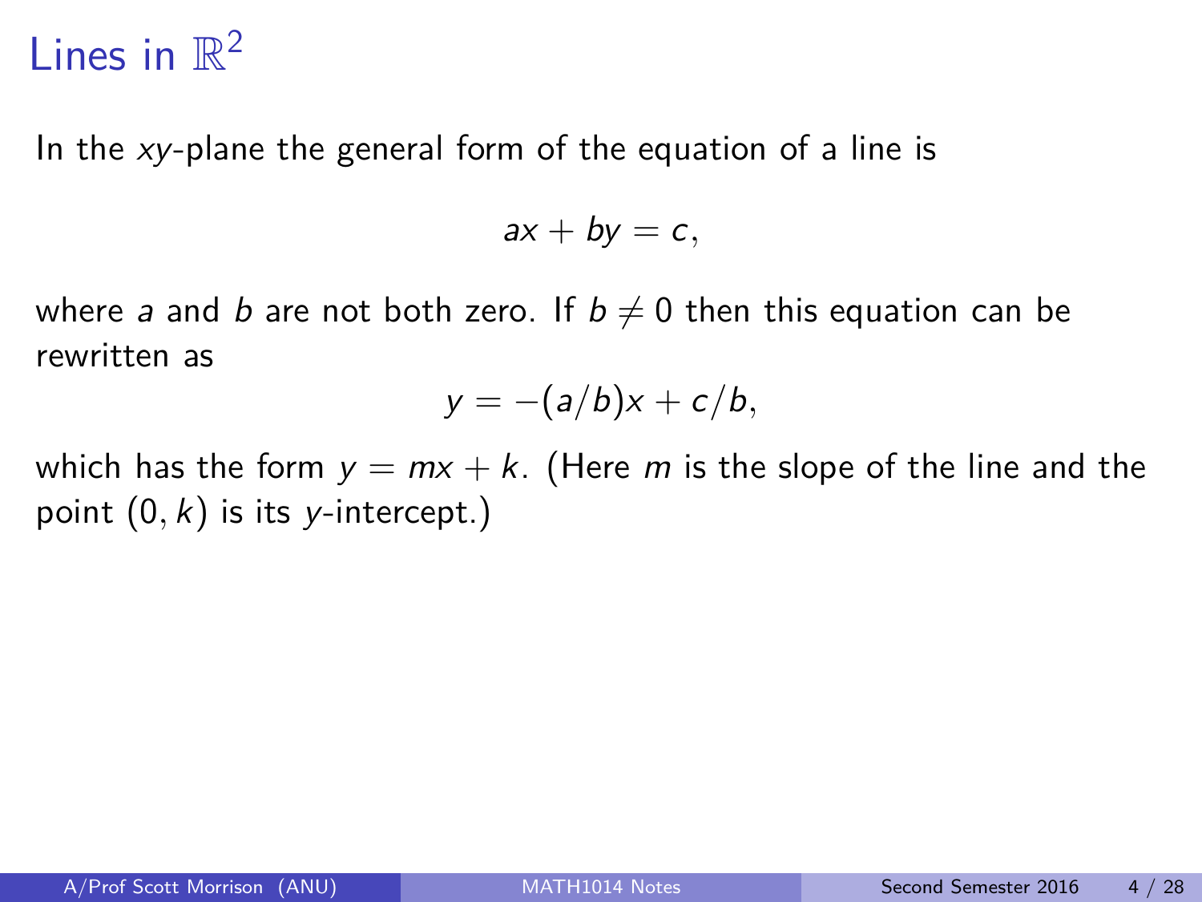# Lines in $\mathbb{R}^2$

In the $xy$-plane the general form of the equation of a line is

$$ax + by = c,$$

where $a$ and $b$ are not both zero. If $b \neq 0$ then this equation can be rewritten as

$$y = -(a/b)x + c/b,$$

which has the form $y = mx + k$. (Here $m$ is the slope of the line and the point $(0, k)$ is its $y$-intercept.)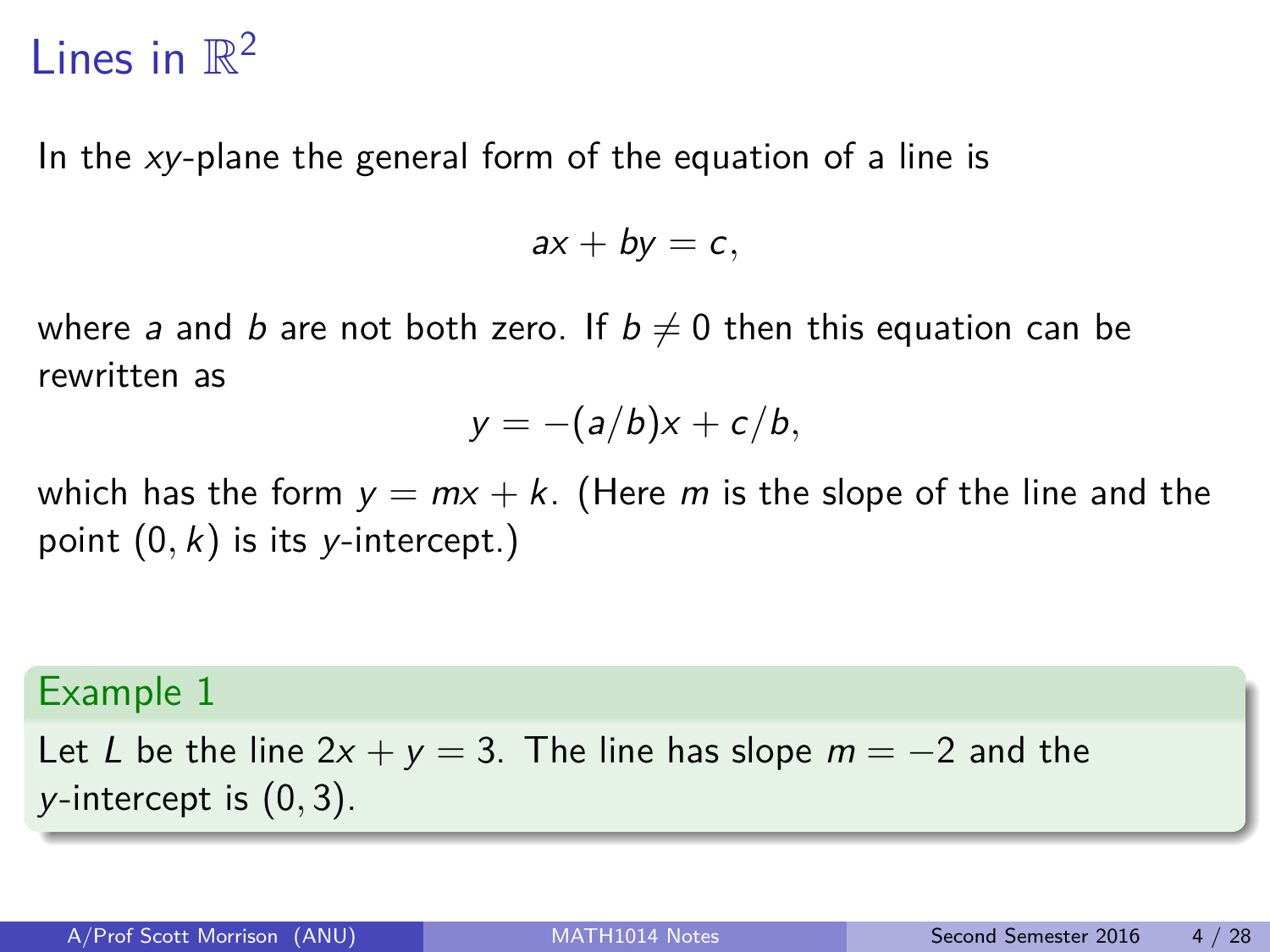# Lines in $\mathbb{R}^2$

In the $xy$-plane the general form of the equation of a line is

$$ax + by = c,$$

where $a$ and $b$ are not both zero. If $b \neq 0$ then this equation can be rewritten as

$$y = -(a/b)x + c/b,$$

which has the form $y = mx + k$. (Here $m$ is the slope of the line and the point $(0, k)$ is its $y$-intercept.)

**Example 1**

Let $L$ be the line $2x + y = 3$. The line has slope $m = -2$ and the $y$-intercept is $(0, 3)$.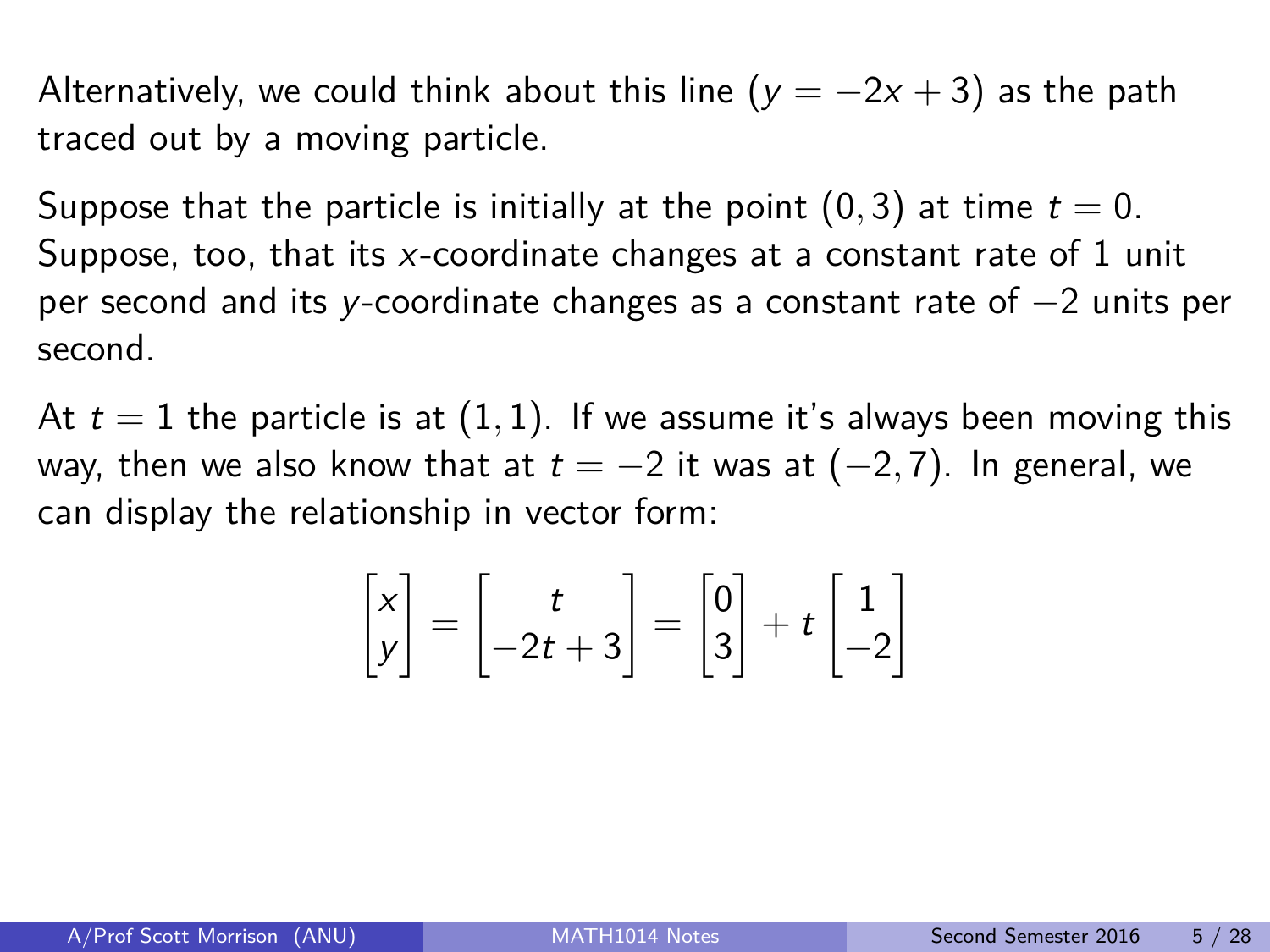Alternatively, we could think about this line ($y = -2x + 3$) as the path traced out by a moving particle.

Suppose that the particle is initially at the point $(0, 3)$ at time $t = 0$. Suppose, too, that its $x$-coordinate changes at a constant rate of 1 unit per second and its $y$-coordinate changes as a constant rate of $-2$ units per second.

At $t = 1$ the particle is at $(1, 1)$. If we assume it's always been moving this way, then we also know that at $t = -2$ it was at $(-2, 7)$. In general, we can display the relationship in vector form:

$$\begin{bmatrix} x \\ y \end{bmatrix} = \begin{bmatrix} t \\ -2t + 3 \end{bmatrix} = \begin{bmatrix} 0 \\ 3 \end{bmatrix} + t \begin{bmatrix} 1 \\ -2 \end{bmatrix}$$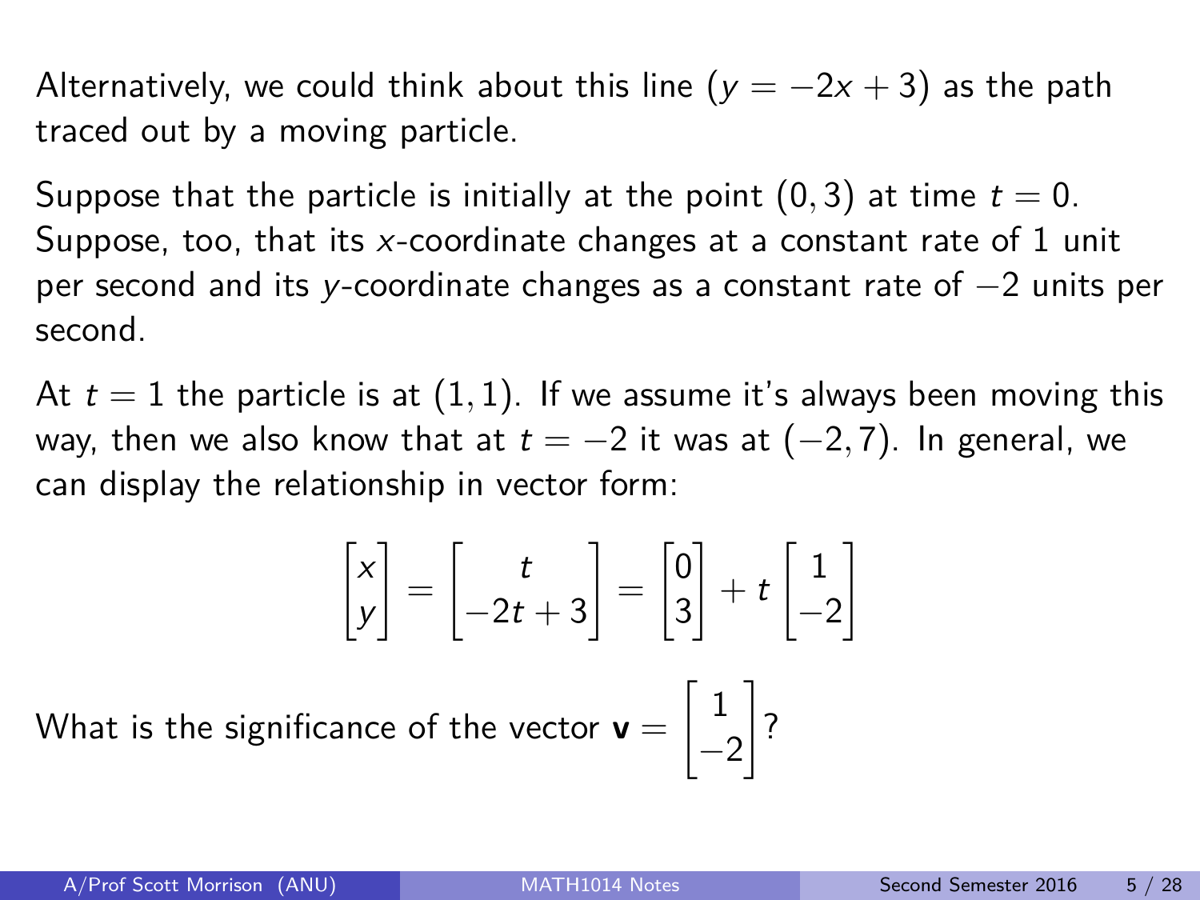Alternatively, we could think about this line ($y = -2x + 3$) as the path traced out by a moving particle.

Suppose that the particle is initially at the point $(0, 3)$ at time $t = 0$. Suppose, too, that its $x$-coordinate changes at a constant rate of 1 unit per second and its $y$-coordinate changes as a constant rate of $-2$ units per second.

At $t = 1$ the particle is at $(1, 1)$. If we assume it's always been moving this way, then we also know that at $t = -2$ it was at $(-2, 7)$. In general, we can display the relationship in vector form:

$$\begin{bmatrix} x \\ y \end{bmatrix} = \begin{bmatrix} t \\ -2t + 3 \end{bmatrix} = \begin{bmatrix} 0 \\ 3 \end{bmatrix} + t \begin{bmatrix} 1 \\ -2 \end{bmatrix}$$

What is the significance of the vector $\mathbf{v} = \begin{bmatrix} 1 \\ -2 \end{bmatrix}$?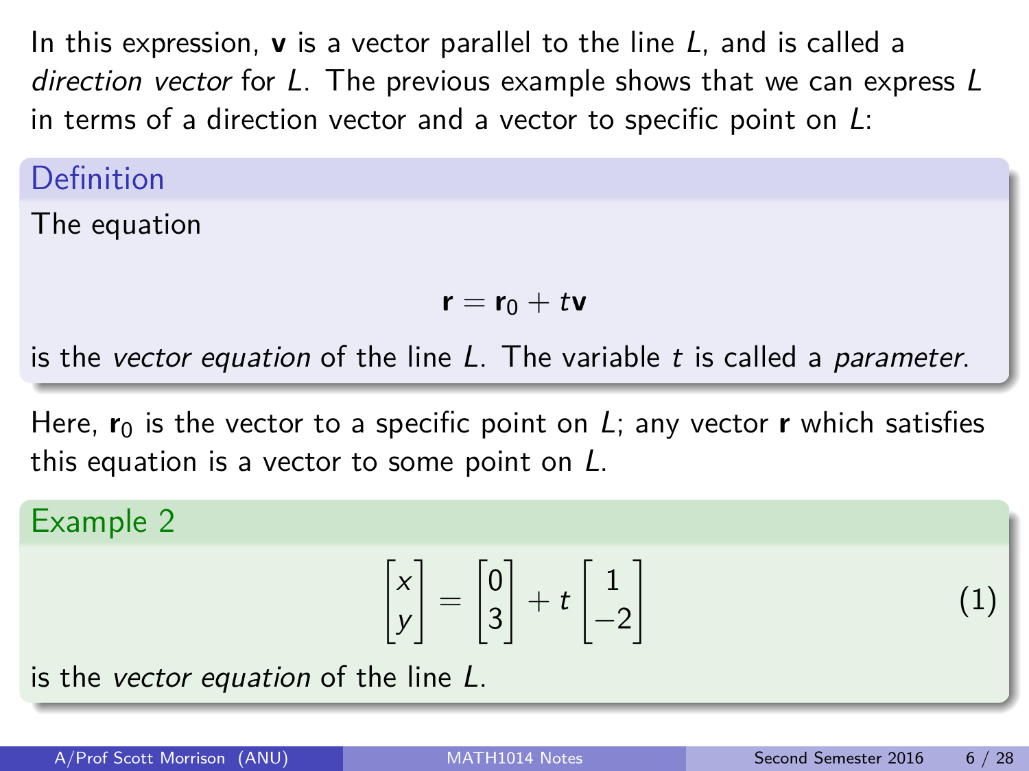In this expression, $\mathbf{v}$ is a vector parallel to the line $L$, and is called a *direction vector* for $L$. The previous example shows that we can express $L$ in terms of a direction vector and a vector to specific point on $L$:

**Definition**

The equation

$$\mathbf{r} = \mathbf{r}_0 + t\mathbf{v}$$

is the *vector equation* of the line $L$. The variable $t$ is called a *parameter*.

Here, $\mathbf{r}_0$ is the vector to a specific point on $L$; any vector $\mathbf{r}$ which satisfies this equation is a vector to some point on $L$.

**Example 2**

$$\begin{bmatrix} x \\ y \end{bmatrix} = \begin{bmatrix} 0 \\ 3 \end{bmatrix} + t \begin{bmatrix} 1 \\ -2 \end{bmatrix} \tag{1}$$

is the *vector equation* of the line $L$.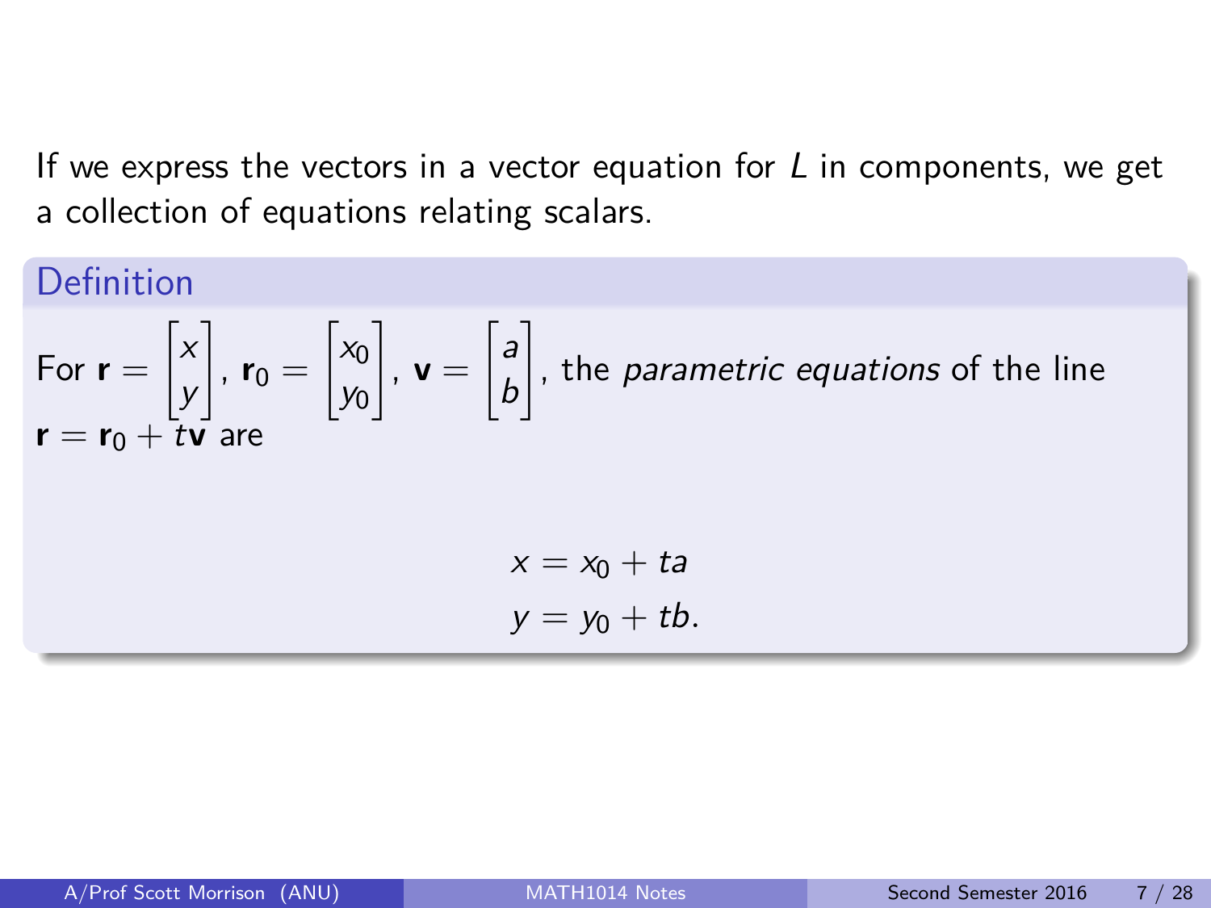If we express the vectors in a vector equation for $L$ in components, we get a collection of equations relating scalars.

**Definition**

For $\mathbf{r} = \begin{bmatrix} x \\ y \end{bmatrix}$, $\mathbf{r}_0 = \begin{bmatrix} x_0 \\ y_0 \end{bmatrix}$, $\mathbf{v} = \begin{bmatrix} a \\ b \end{bmatrix}$, the *parametric equations* of the line $\mathbf{r} = \mathbf{r}_0 + t\mathbf{v}$ are

$$
\begin{aligned}
x &= x_0 + ta \\
y &= y_0 + tb.
\end{aligned}
$$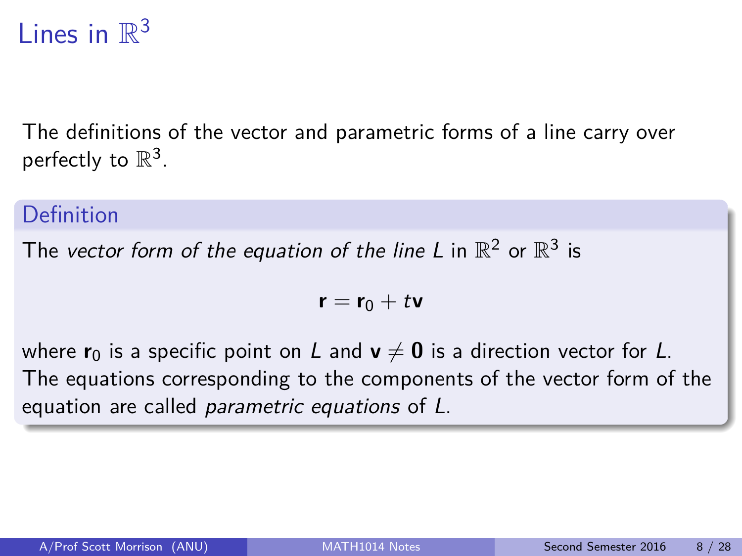# Lines in $\mathbb{R}^3$

The definitions of the vector and parametric forms of a line carry over perfectly to $\mathbb{R}^3$.

### Definition

The *vector form of the equation of the line* $L$ in $\mathbb{R}^2$ or $\mathbb{R}^3$ is

$$\mathbf{r} = \mathbf{r}_0 + t\mathbf{v}$$

where $\mathbf{r}_0$ is a specific point on $L$ and $\mathbf{v} \neq \mathbf{0}$ is a direction vector for $L$. The equations corresponding to the components of the vector form of the equation are called *parametric equations* of $L$.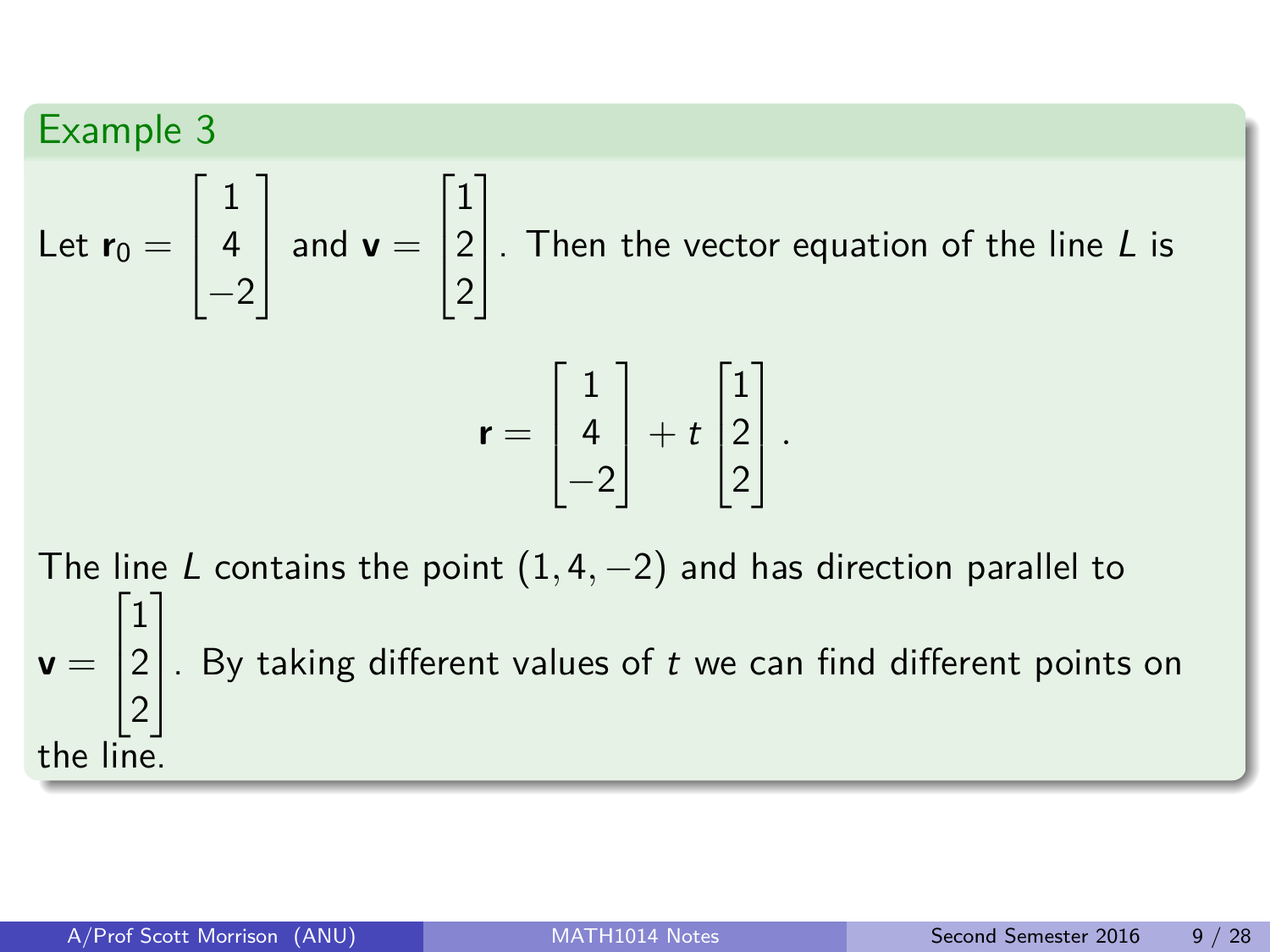### Example 3

Let $\mathbf{r}_0 = \begin{bmatrix} 1 \\ 4 \\ -2 \end{bmatrix}$ and $\mathbf{v} = \begin{bmatrix} 1 \\ 2 \\ 2 \end{bmatrix}$. Then the vector equation of the line $L$ is

$$\mathbf{r} = \begin{bmatrix} 1 \\ 4 \\ -2 \end{bmatrix} + t \begin{bmatrix} 1 \\ 2 \\ 2 \end{bmatrix}.$$

The line $L$ contains the point $(1, 4, -2)$ and has direction parallel to $\mathbf{v} = \begin{bmatrix} 1 \\ 2 \\ 2 \end{bmatrix}$. By taking different values of $t$ we can find different points on the line.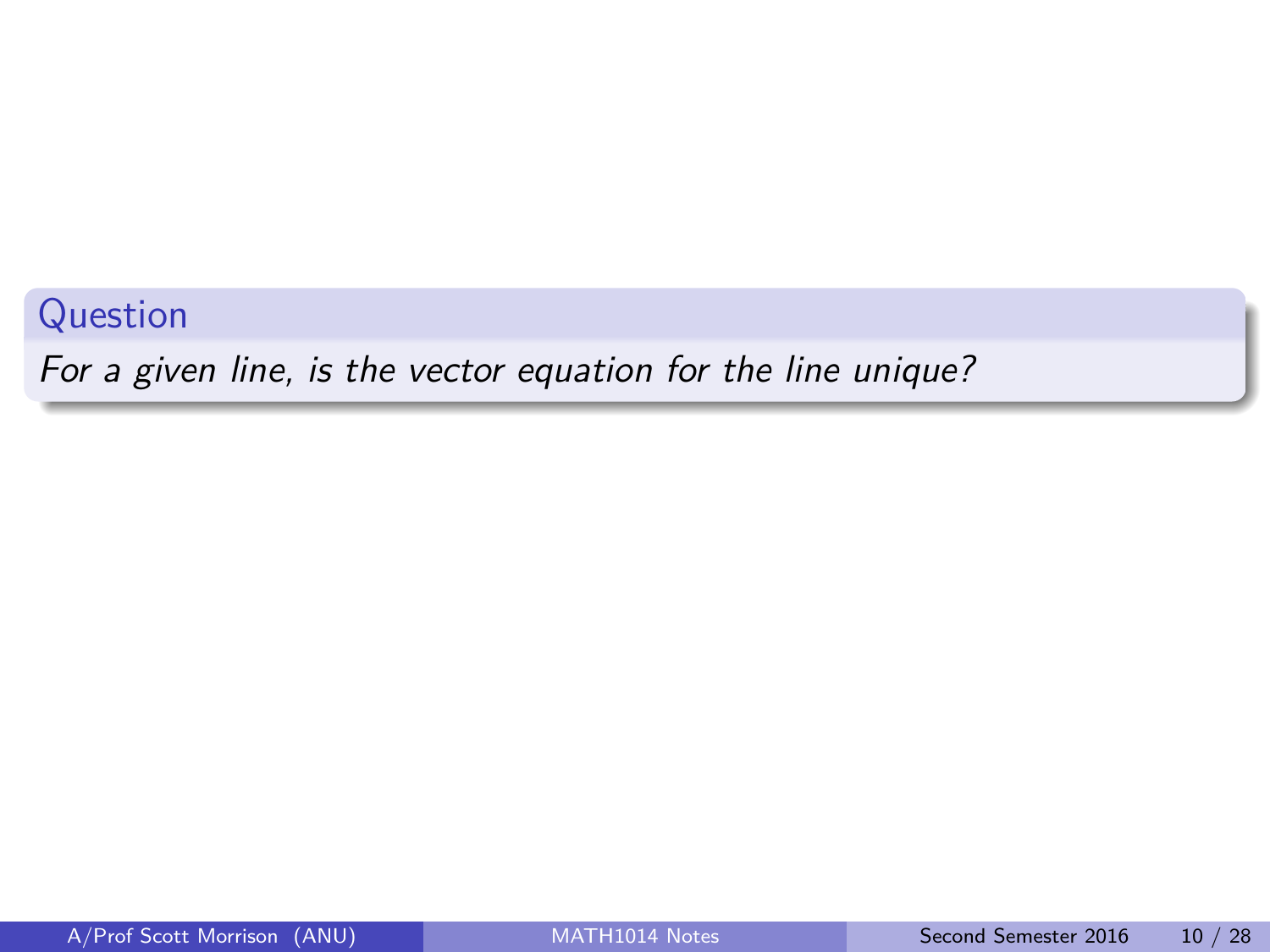**Question**

*For a given line, is the vector equation for the line unique?*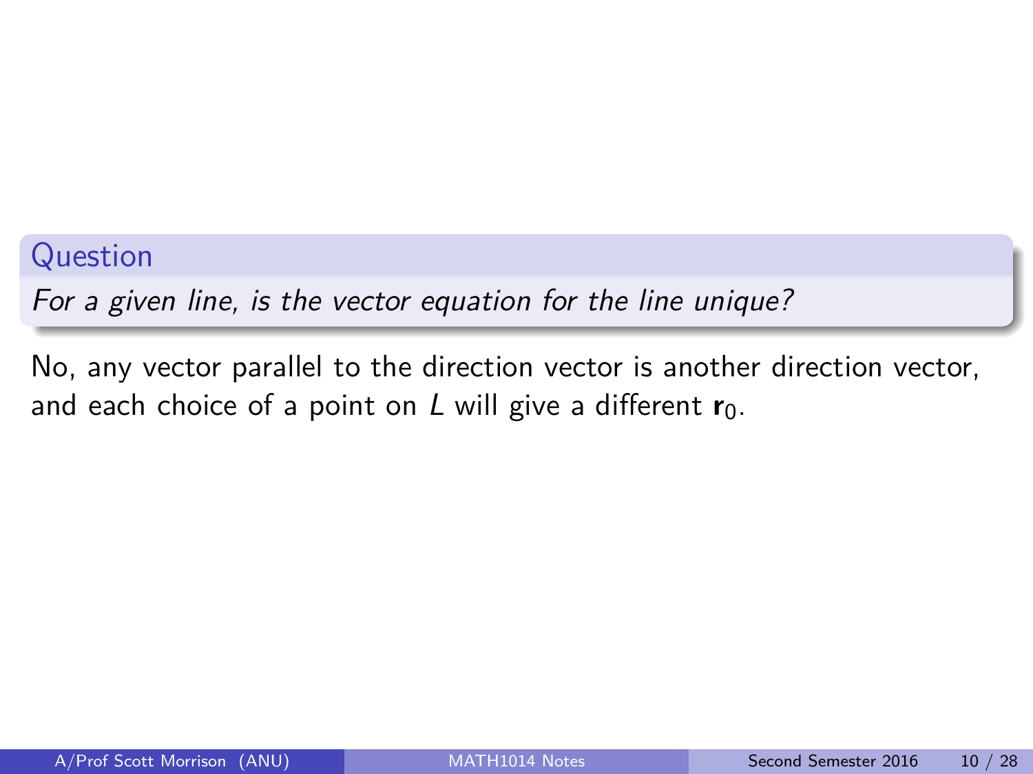**Question**

*For a given line, is the vector equation for the line unique?*

No, any vector parallel to the direction vector is another direction vector, and each choice of a point on $L$ will give a different $\mathbf{r}_0$.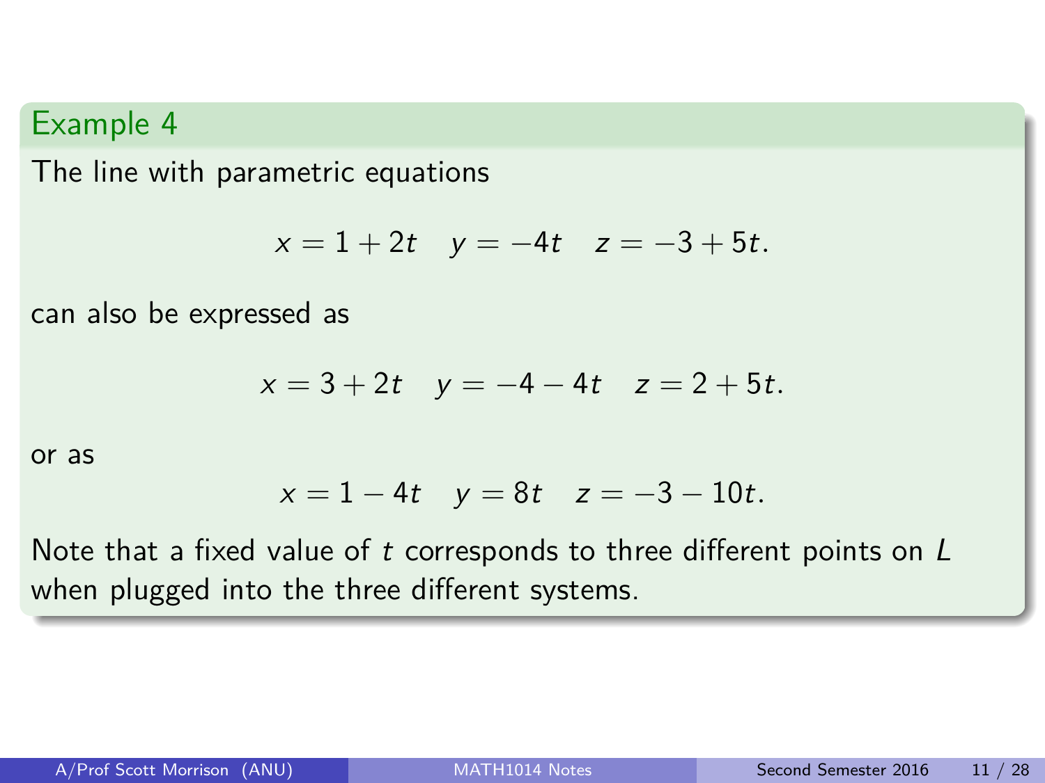## Example 4

The line with parametric equations

$$x = 1 + 2t \quad y = -4t \quad z = -3 + 5t.$$

can also be expressed as

$$x = 3 + 2t \quad y = -4 - 4t \quad z = 2 + 5t.$$

or as

$$x = 1 - 4t \quad y = 8t \quad z = -3 - 10t.$$

Note that a fixed value of $t$ corresponds to three different points on $L$ when plugged into the three different systems.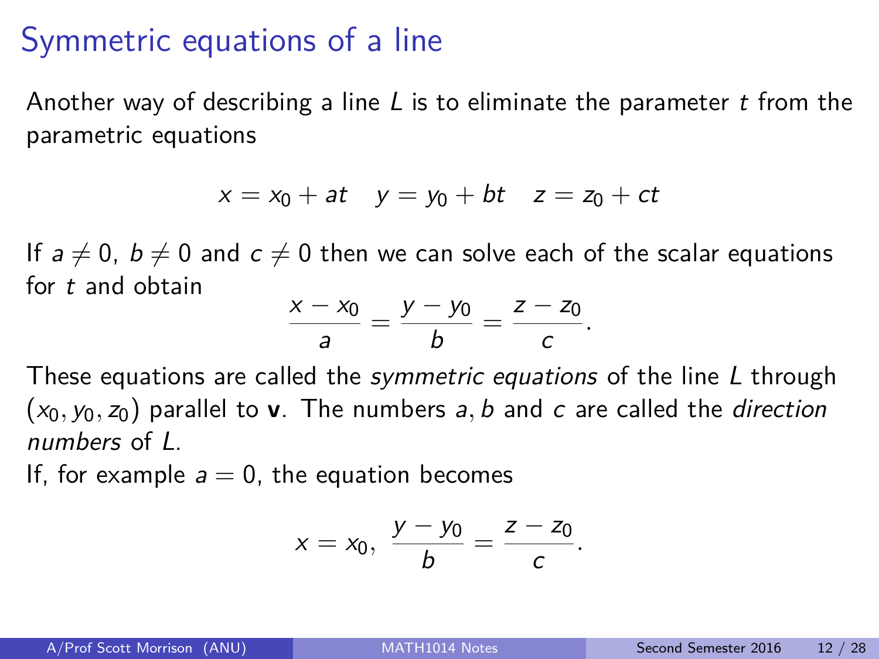# Symmetric equations of a line

Another way of describing a line $L$ is to eliminate the parameter $t$ from the parametric equations

$$x = x_0 + at \quad y = y_0 + bt \quad z = z_0 + ct$$

If $a \neq 0$, $b \neq 0$ and $c \neq 0$ then we can solve each of the scalar equations for $t$ and obtain

$$\frac{x - x_0}{a} = \frac{y - y_0}{b} = \frac{z - z_0}{c}.$$

These equations are called the *symmetric equations* of the line $L$ through $(x_0, y_0, z_0)$ parallel to $\mathbf{v}$. The numbers $a, b$ and $c$ are called the *direction numbers* of $L$.

If, for example $a = 0$, the equation becomes

$$x = x_0, \ \frac{y - y_0}{b} = \frac{z - z_0}{c}.$$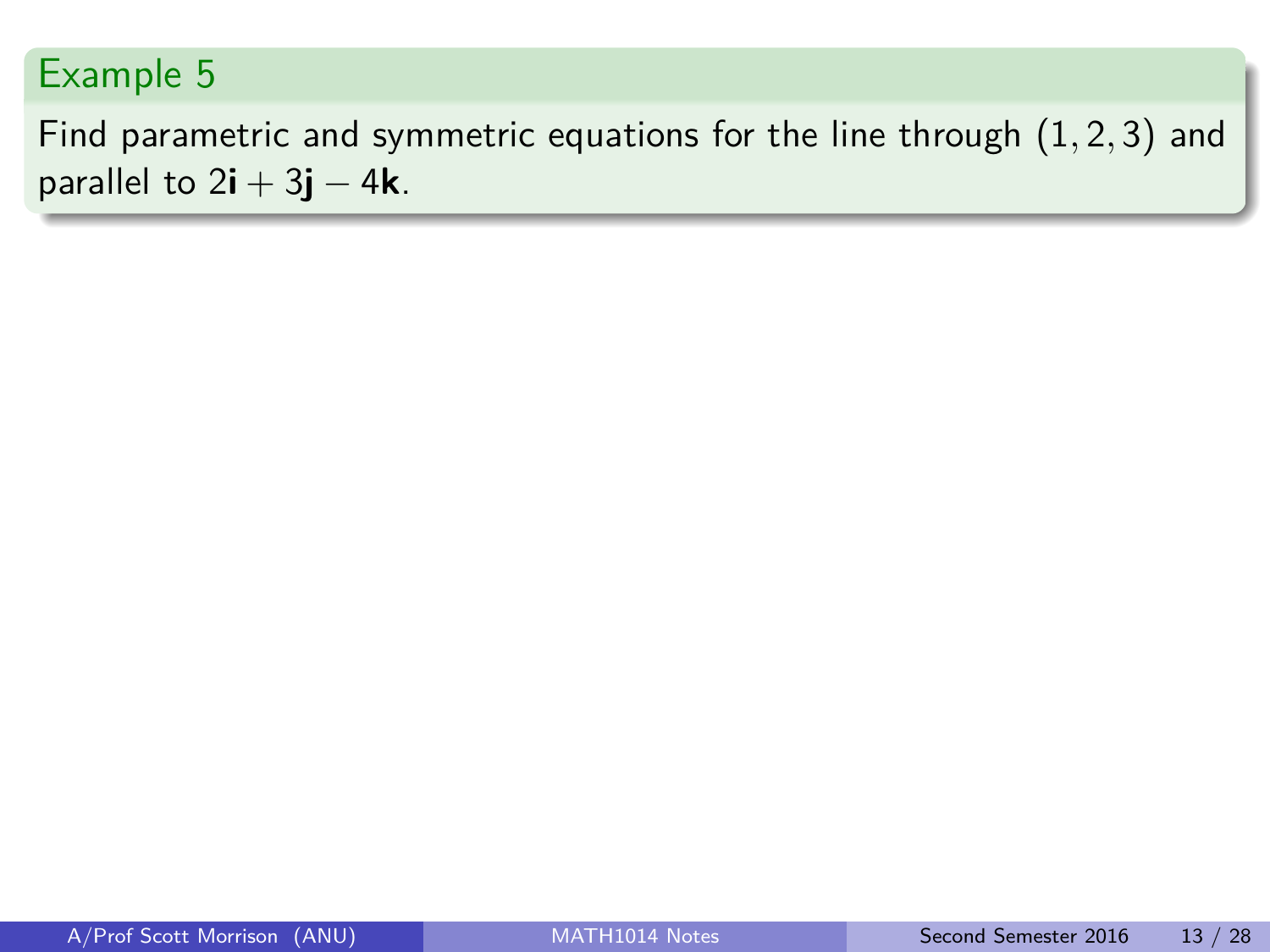### Example 5

Find parametric and symmetric equations for the line through $(1, 2, 3)$ and parallel to $2\mathbf{i} + 3\mathbf{j} - 4\mathbf{k}$.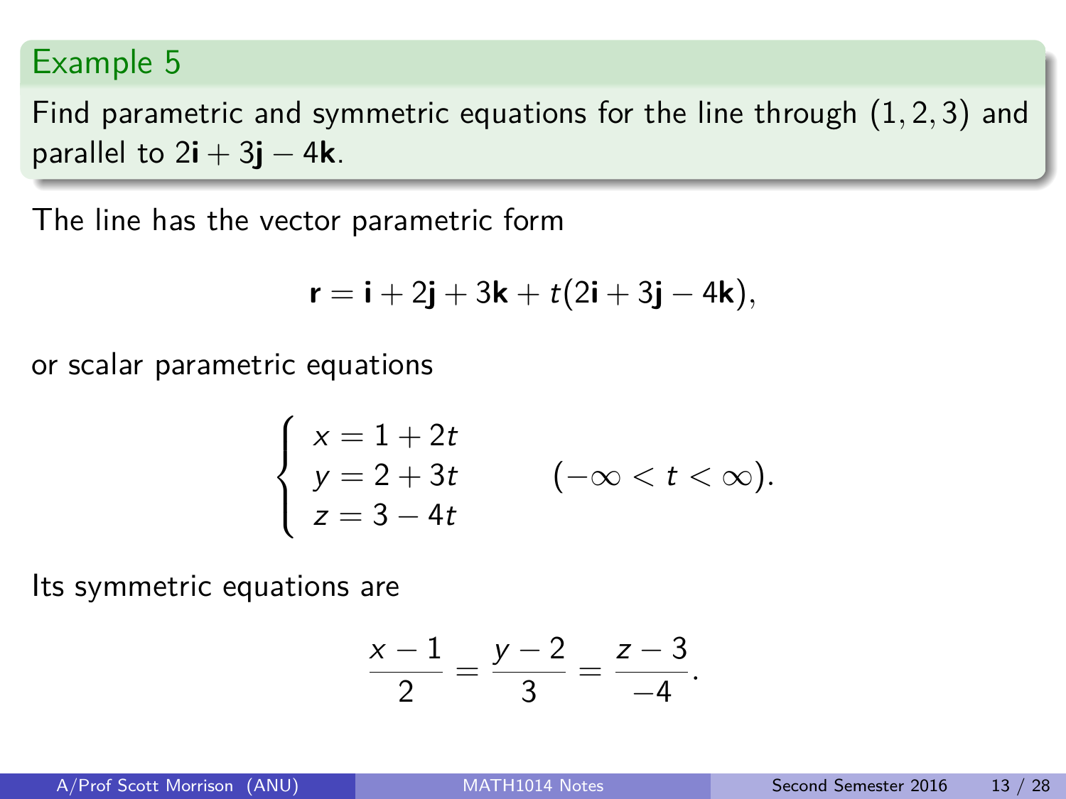### Example 5

Find parametric and symmetric equations for the line through $(1, 2, 3)$ and parallel to $2\mathbf{i} + 3\mathbf{j} - 4\mathbf{k}$.

The line has the vector parametric form

$$\mathbf{r} = \mathbf{i} + 2\mathbf{j} + 3\mathbf{k} + t(2\mathbf{i} + 3\mathbf{j} - 4\mathbf{k}),$$

or scalar parametric equations

$$\begin{cases} x = 1 + 2t \\ y = 2 + 3t \\ z = 3 - 4t \end{cases} \qquad (-\infty < t < \infty).$$

Its symmetric equations are

$$\frac{x - 1}{2} = \frac{y - 2}{3} = \frac{z - 3}{-4}.$$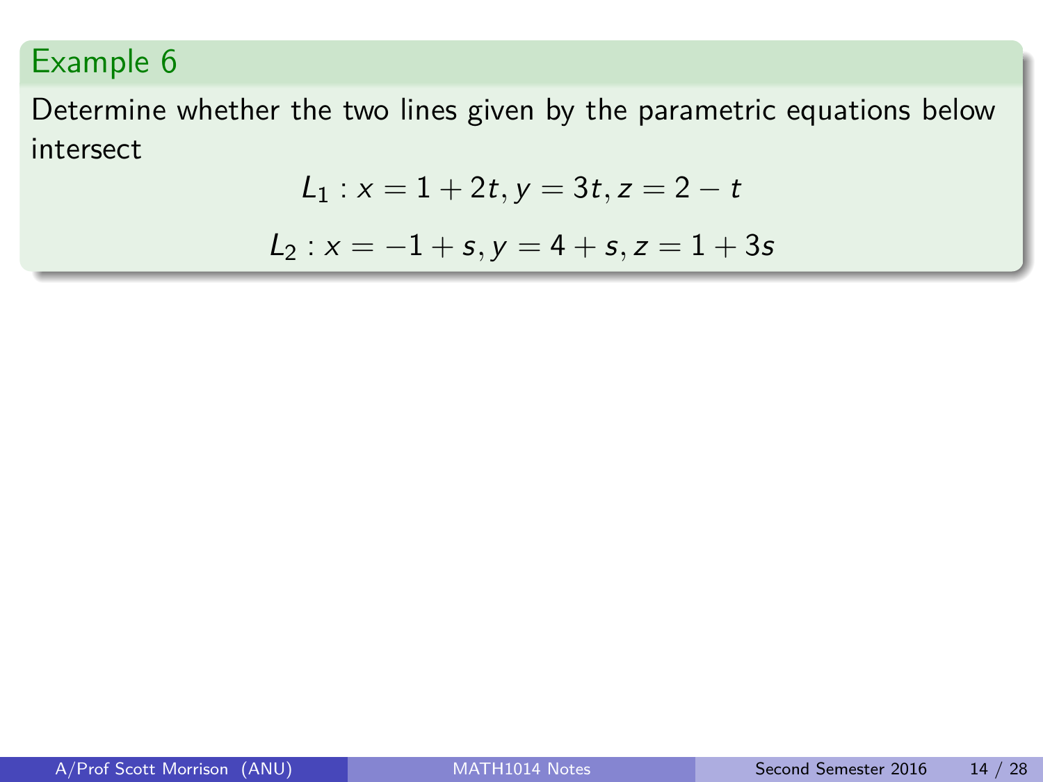## Example 6

Determine whether the two lines given by the parametric equations below intersect

$$L_1 : x = 1 + 2t, y = 3t, z = 2 - t$$

$$L_2 : x = -1 + s, y = 4 + s, z = 1 + 3s$$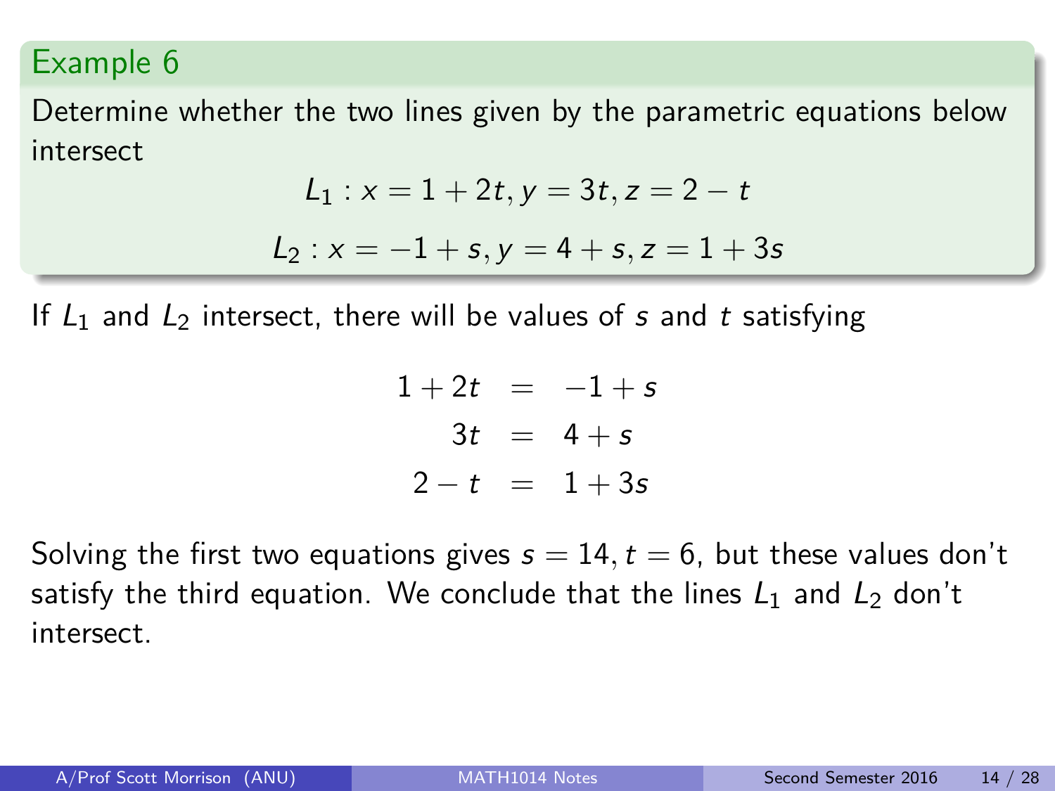## Example 6

Determine whether the two lines given by the parametric equations below intersect

$$L_1 : x = 1 + 2t, y = 3t, z = 2 - t$$

$$L_2 : x = -1 + s, y = 4 + s, z = 1 + 3s$$

If $L_1$ and $L_2$ intersect, there will be values of $s$ and $t$ satisfying

$$
\begin{aligned}
1 + 2t &= -1 + s \\
3t &= 4 + s \\
2 - t &= 1 + 3s
\end{aligned}
$$

Solving the first two equations gives $s = 14, t = 6$, but these values don't satisfy the third equation. We conclude that the lines $L_1$ and $L_2$ don't intersect.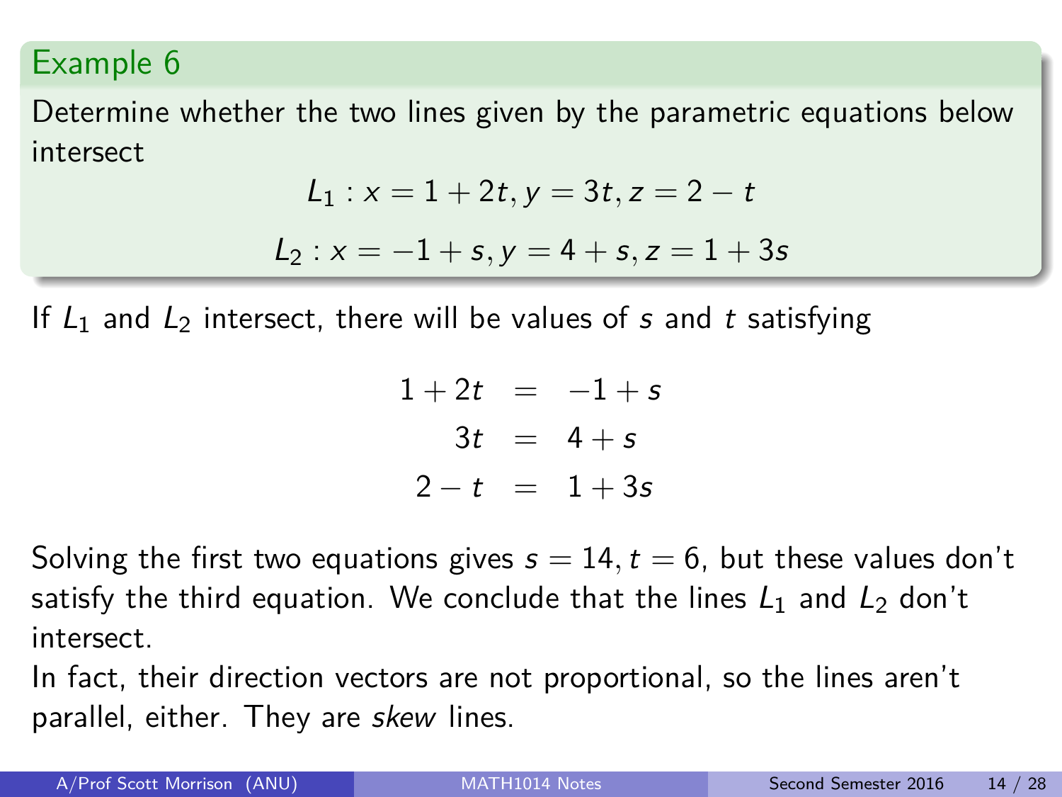### Example 6

Determine whether the two lines given by the parametric equations below intersect

$$L_1 : x = 1 + 2t, y = 3t, z = 2 - t$$

$$L_2 : x = -1 + s, y = 4 + s, z = 1 + 3s$$

If $L_1$ and $L_2$ intersect, there will be values of $s$ and $t$ satisfying

$$\begin{aligned} 1 + 2t &= -1 + s \\ 3t &= 4 + s \\ 2 - t &= 1 + 3s \end{aligned}$$

Solving the first two equations gives $s = 14, t = 6$, but these values don't satisfy the third equation. We conclude that the lines $L_1$ and $L_2$ don't intersect.

In fact, their direction vectors are not proportional, so the lines aren't parallel, either. They are *skew* lines.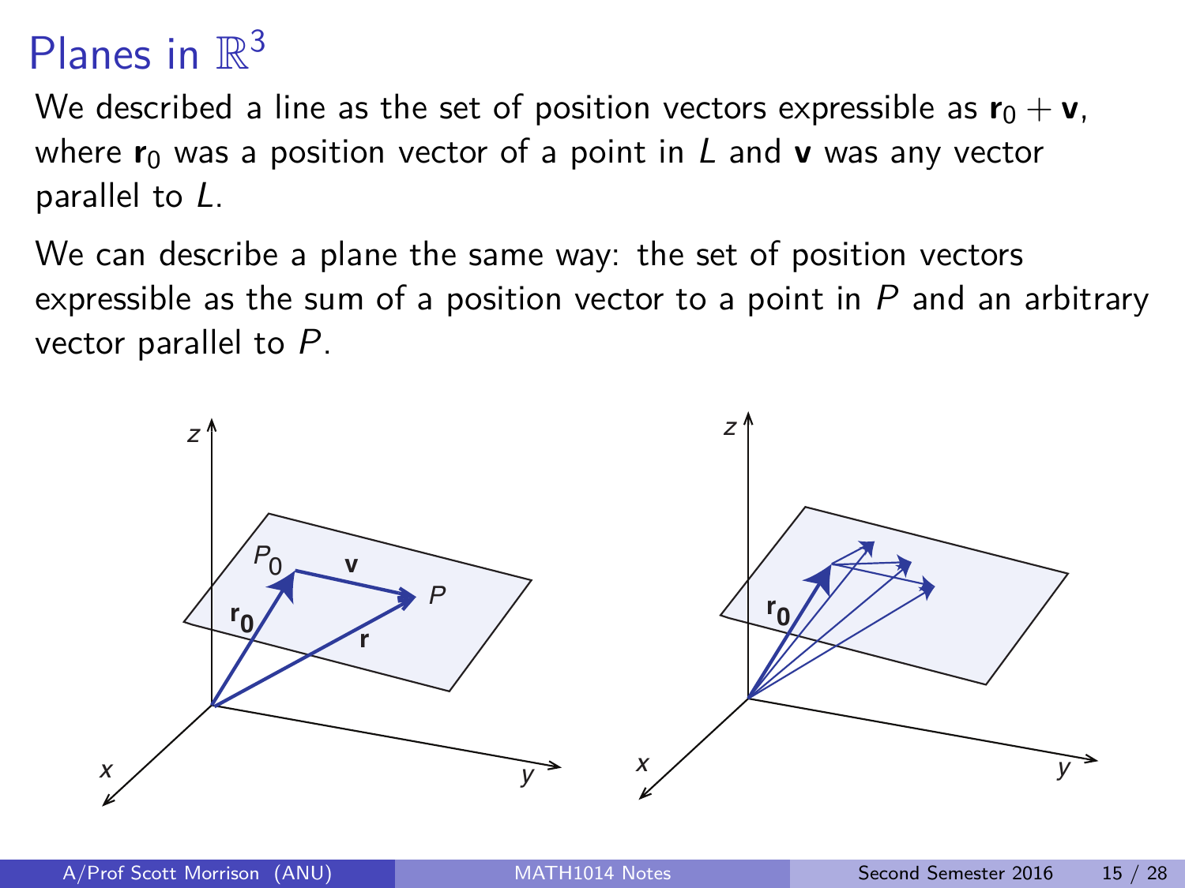# Planes in $\mathbb{R}^3$

We described a line as the set of position vectors expressible as $\mathbf{r}_0 + \mathbf{v}$, where $\mathbf{r}_0$ was a position vector of a point in $L$ and $\mathbf{v}$ was any vector parallel to $L$.

We can describe a plane the same way: the set of position vectors expressible as the sum of a position vector to a point in $P$ and an arbitrary vector parallel to $P$.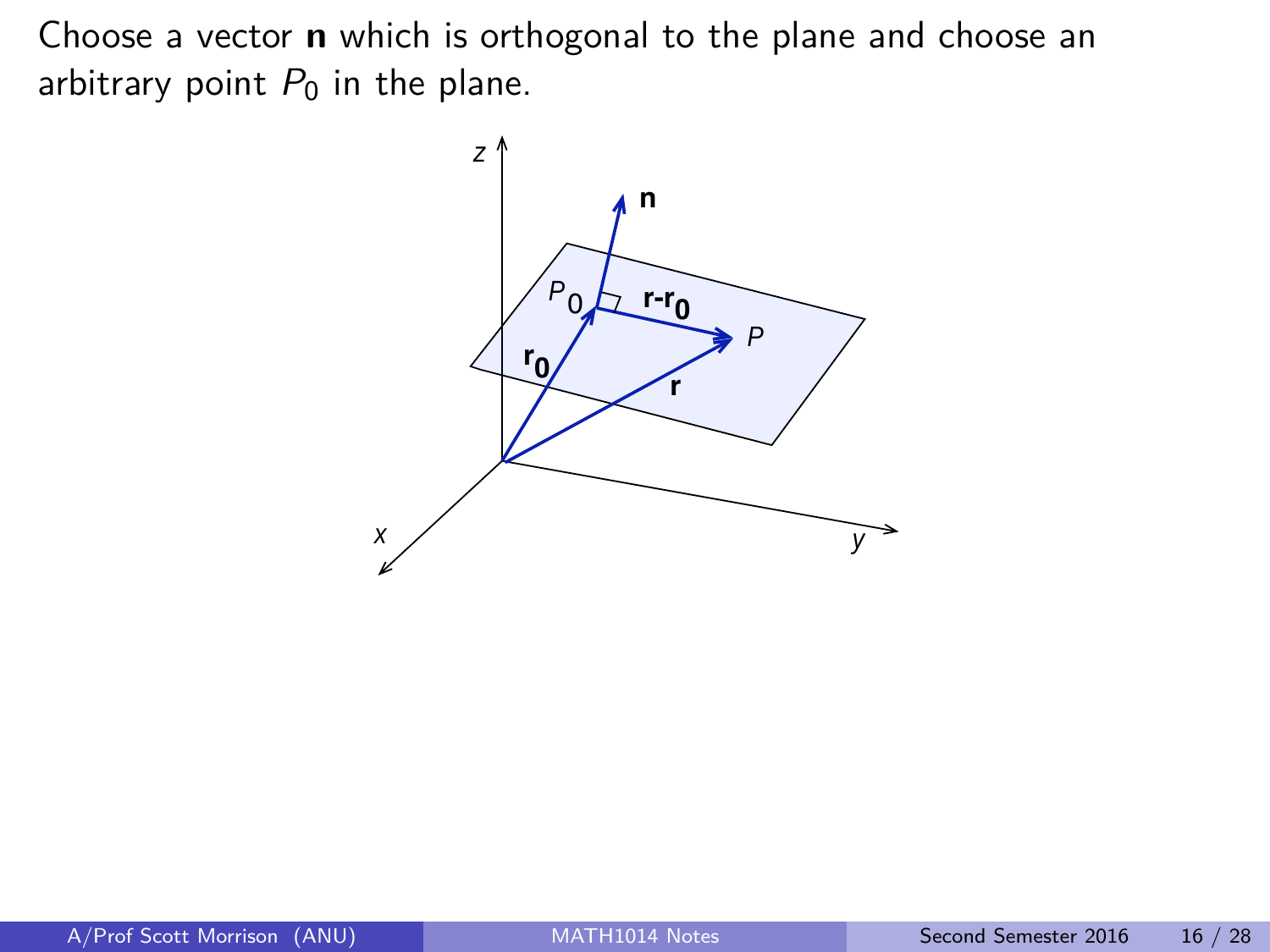Choose a vector **n** which is orthogonal to the plane and choose an arbitrary point $P_0$ in the plane.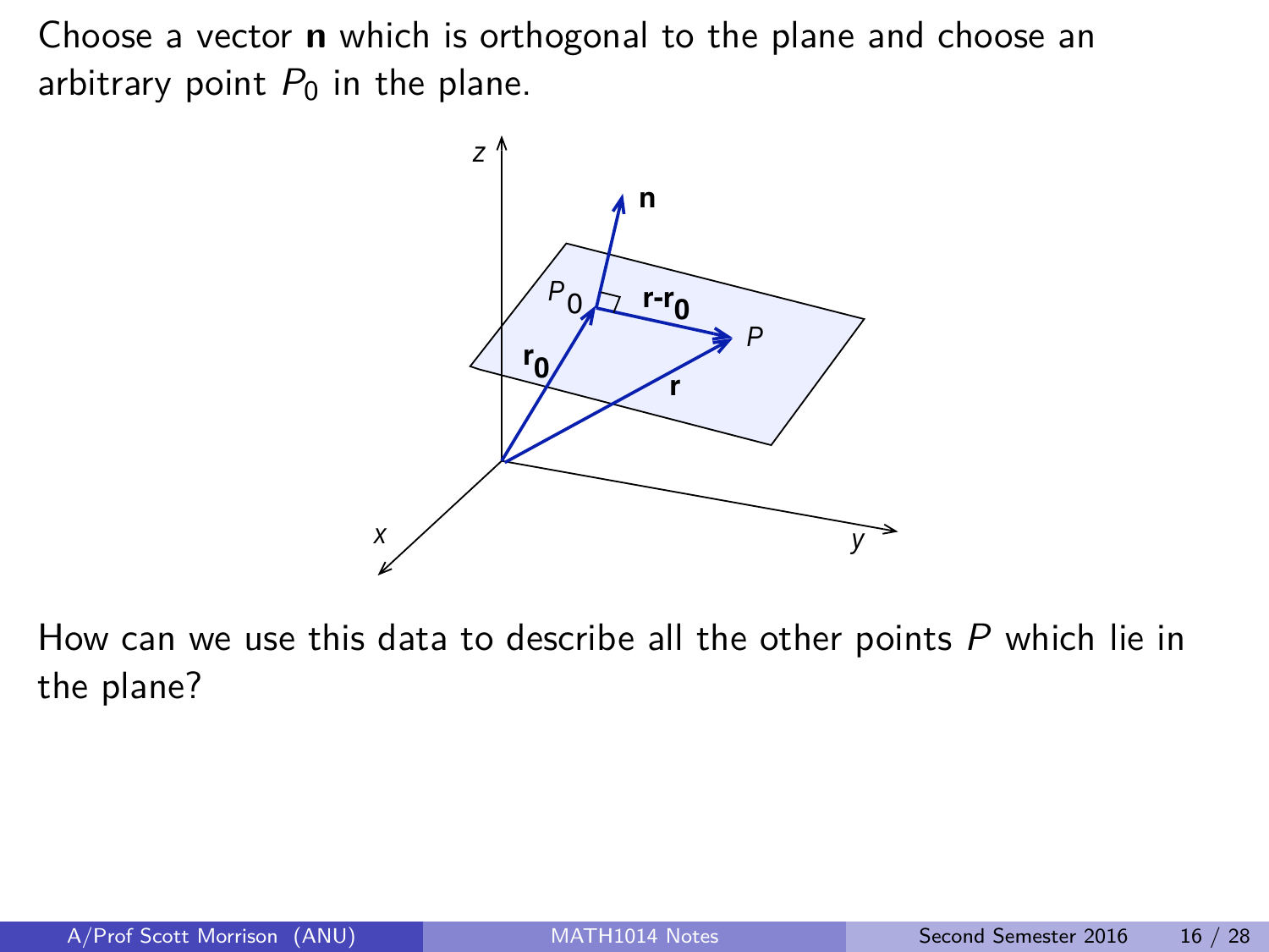Choose a vector $\mathbf{n}$ which is orthogonal to the plane and choose an arbitrary point $P_0$ in the plane.

How can we use this data to describe all the other points $P$ which lie in the plane?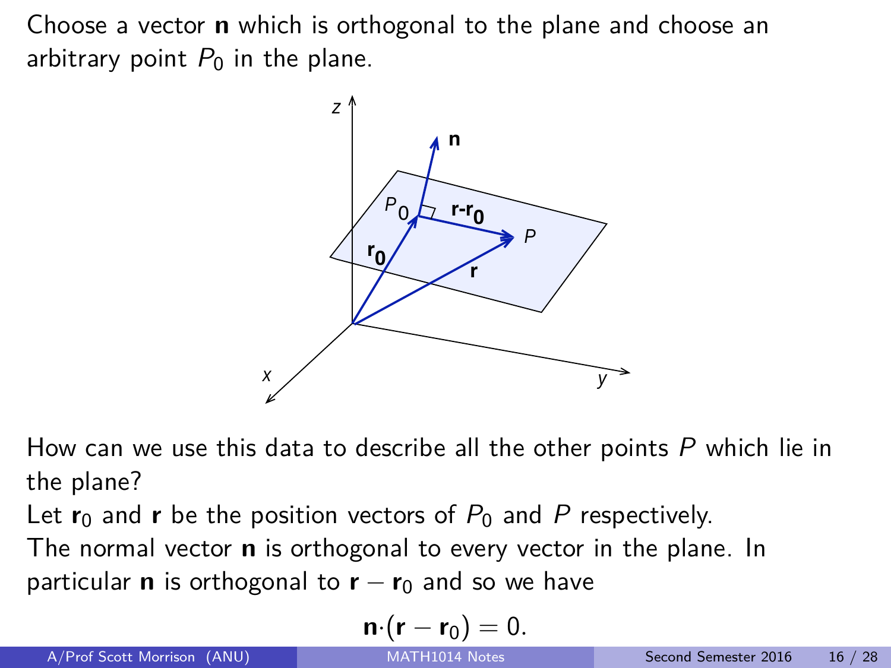Choose a vector $\mathbf{n}$ which is orthogonal to the plane and choose an arbitrary point $P_0$ in the plane.

How can we use this data to describe all the other points $P$ which lie in the plane?

Let $\mathbf{r}_0$ and $\mathbf{r}$ be the position vectors of $P_0$ and $P$ respectively.

The normal vector $\mathbf{n}$ is orthogonal to every vector in the plane. In particular $\mathbf{n}$ is orthogonal to $\mathbf{r} - \mathbf{r}_0$ and so we have

$$\mathbf{n} \cdot (\mathbf{r} - \mathbf{r}_0) = 0.$$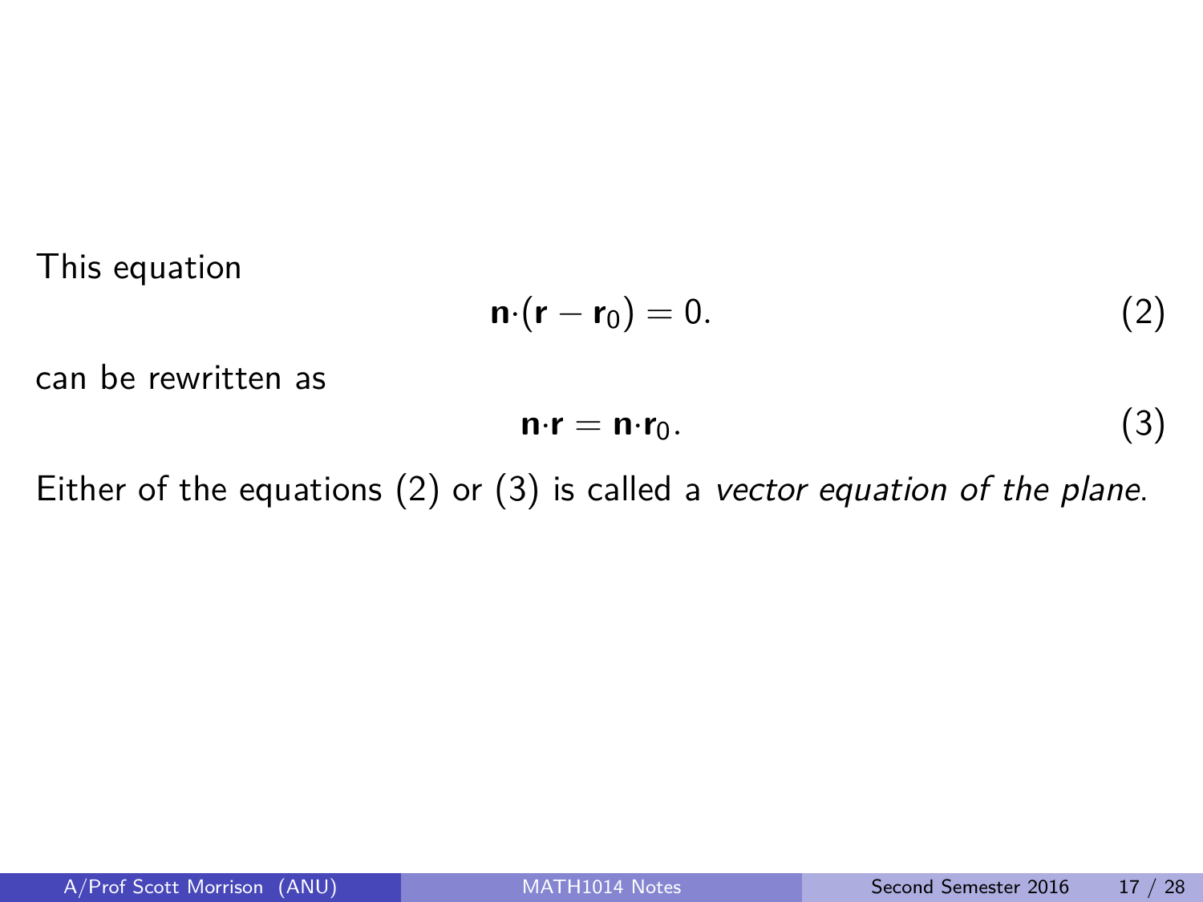This equation

$$\mathbf{n} \cdot (\mathbf{r} - \mathbf{r}_0) = 0. \tag{2}$$

can be rewritten as

$$\mathbf{n} \cdot \mathbf{r} = \mathbf{n} \cdot \mathbf{r}_0. \tag{3}$$

Either of the equations (2) or (3) is called a *vector equation of the plane*.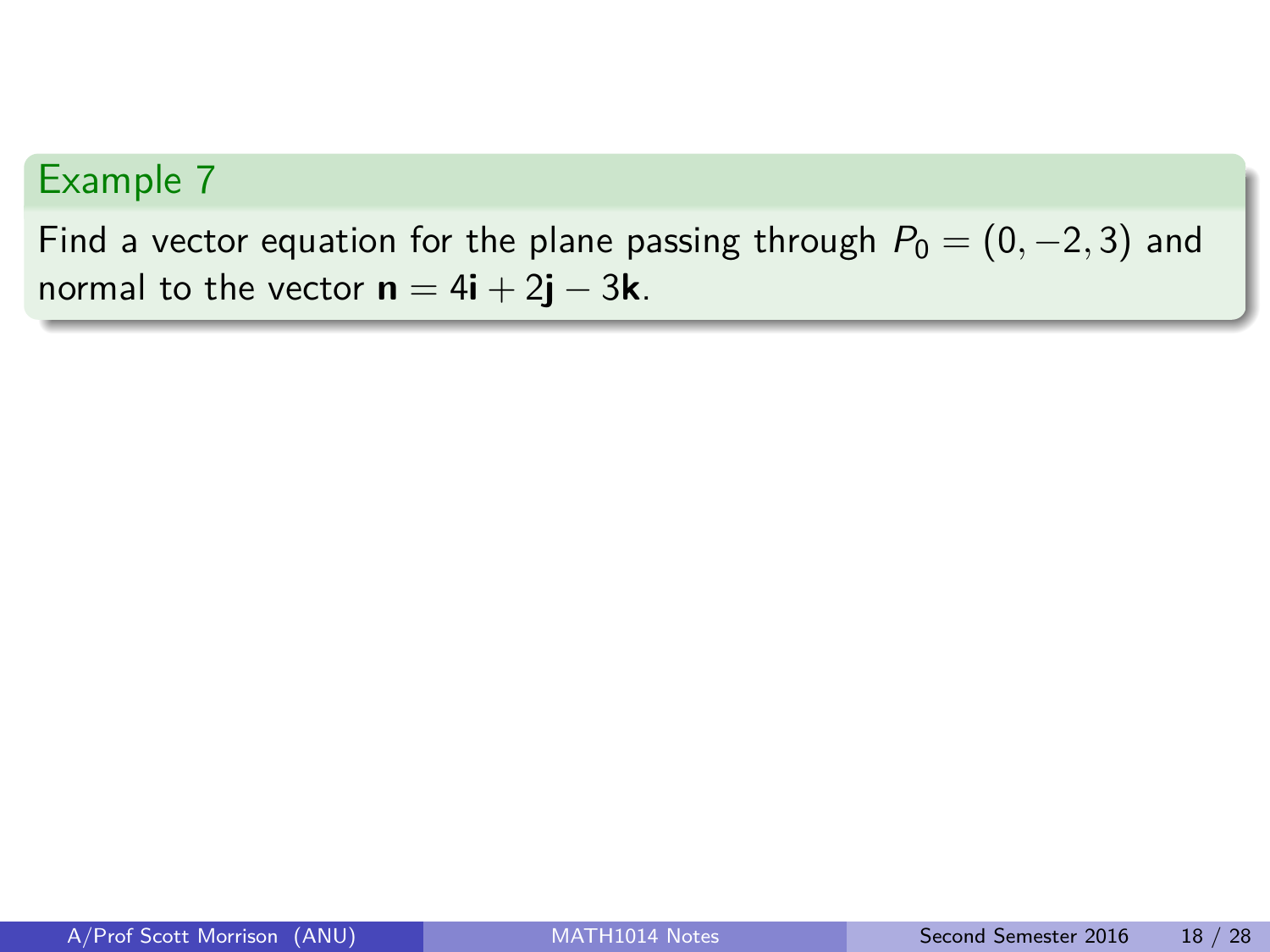## Example 7

Find a vector equation for the plane passing through $P_0 = (0, -2, 3)$ and normal to the vector $\mathbf{n} = 4\mathbf{i} + 2\mathbf{j} - 3\mathbf{k}$.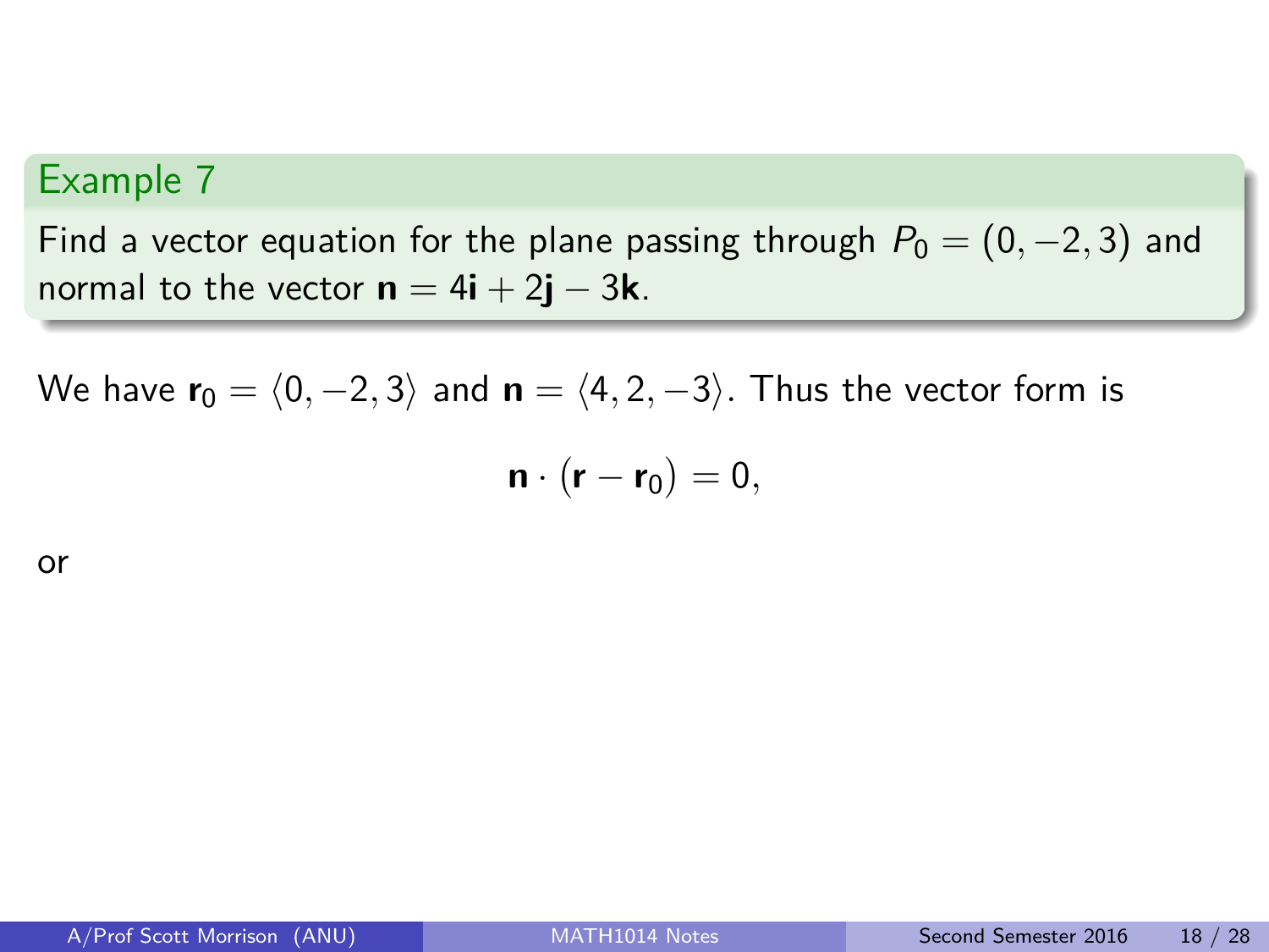## Example 7

Find a vector equation for the plane passing through $P_0 = (0, -2, 3)$ and normal to the vector $\mathbf{n} = 4\mathbf{i} + 2\mathbf{j} - 3\mathbf{k}$.

We have $\mathbf{r}_0 = \langle 0, -2, 3 \rangle$ and $\mathbf{n} = \langle 4, 2, -3 \rangle$. Thus the vector form is

$$\mathbf{n} \cdot (\mathbf{r} - \mathbf{r}_0) = 0,$$

or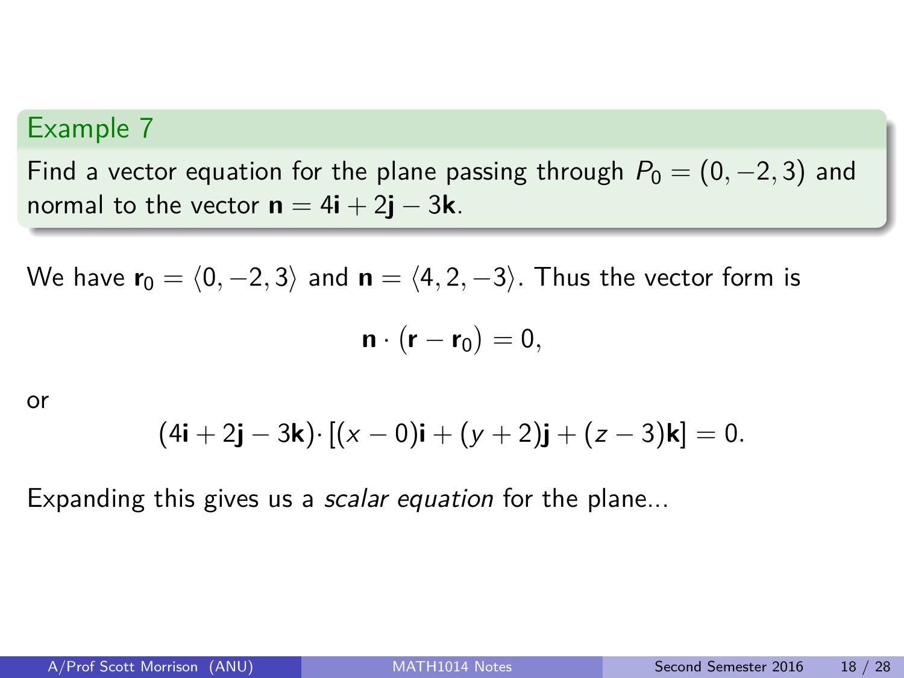### Example 7

Find a vector equation for the plane passing through $P_0 = (0, -2, 3)$ and normal to the vector $\mathbf{n} = 4\mathbf{i} + 2\mathbf{j} - 3\mathbf{k}$.

We have $\mathbf{r}_0 = \langle 0, -2, 3 \rangle$ and $\mathbf{n} = \langle 4, 2, -3 \rangle$. Thus the vector form is

$$\mathbf{n} \cdot (\mathbf{r} - \mathbf{r}_0) = 0,$$

or

$$(4\mathbf{i} + 2\mathbf{j} - 3\mathbf{k}) \cdot [(x - 0)\mathbf{i} + (y + 2)\mathbf{j} + (z - 3)\mathbf{k}] = 0.$$

Expanding this gives us a *scalar equation* for the plane...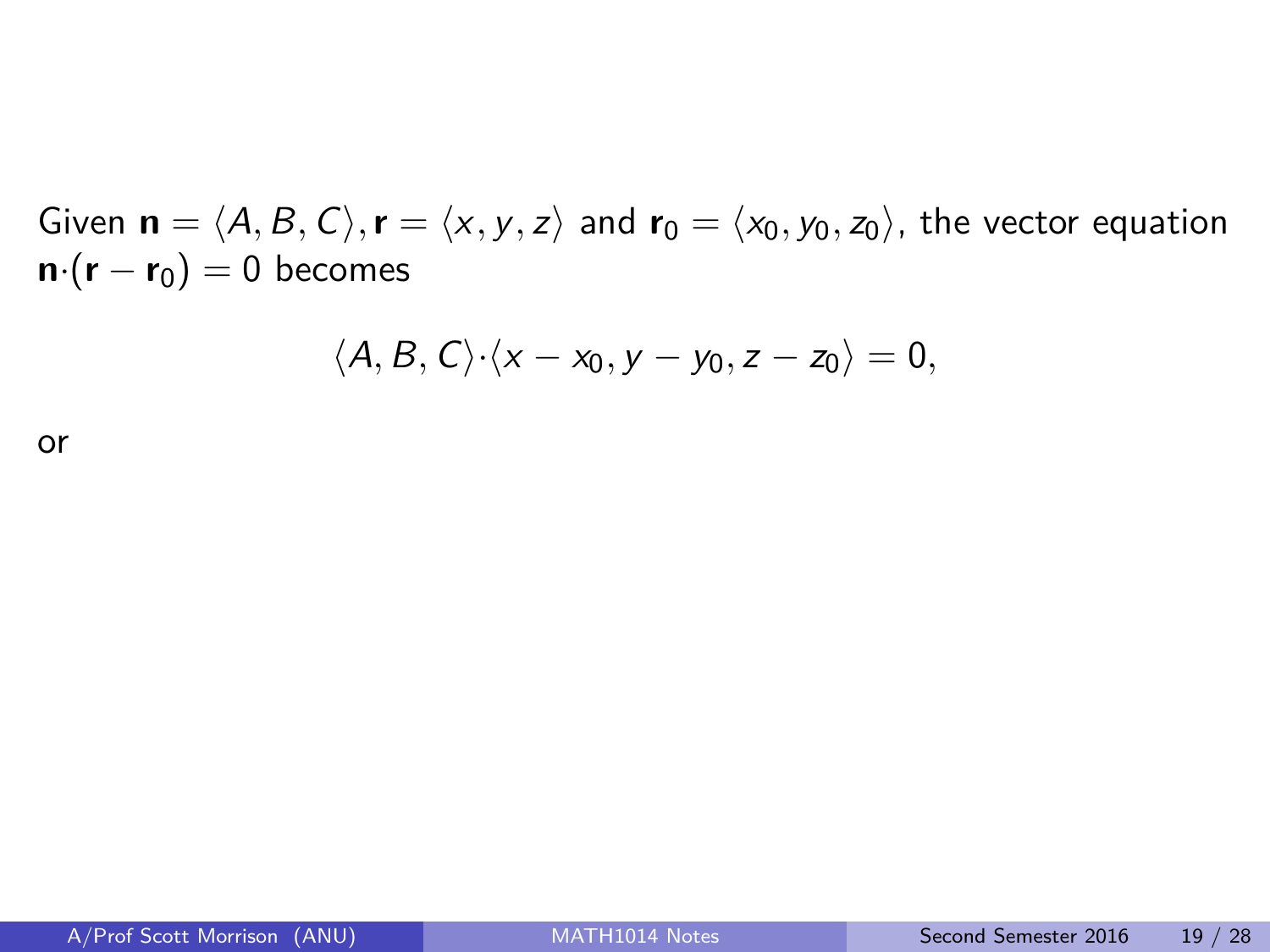Given $\mathbf{n} = \langle A, B, C \rangle, \mathbf{r} = \langle x, y, z \rangle$ and $\mathbf{r}_0 = \langle x_0, y_0, z_0 \rangle$, the vector equation $\mathbf{n} \cdot (\mathbf{r} - \mathbf{r}_0) = 0$ becomes

$$\langle A, B, C \rangle \cdot \langle x - x_0, y - y_0, z - z_0 \rangle = 0,$$

or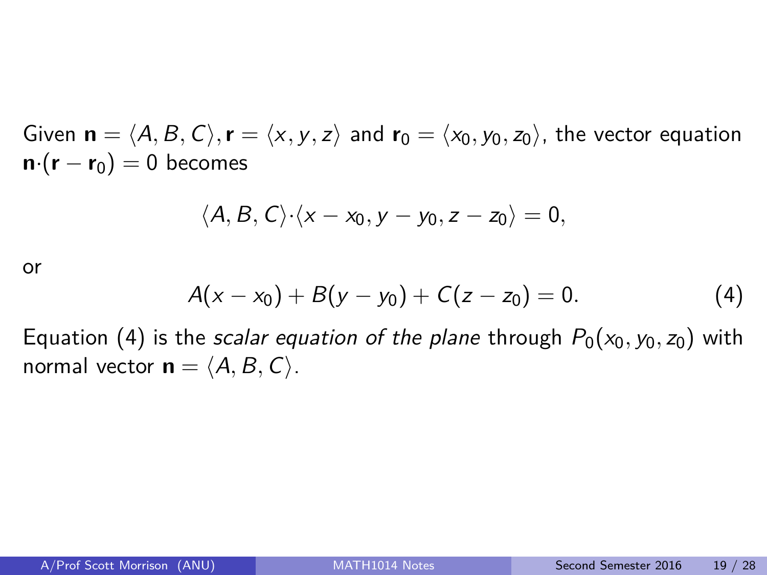Given $\mathbf{n} = \langle A, B, C \rangle, \mathbf{r} = \langle x, y, z \rangle$ and $\mathbf{r}_0 = \langle x_0, y_0, z_0 \rangle$, the vector equation $\mathbf{n} \cdot (\mathbf{r} - \mathbf{r}_0) = 0$ becomes

$$\langle A, B, C \rangle \cdot \langle x - x_0, y - y_0, z - z_0 \rangle = 0,$$

or

$$A(x - x_0) + B(y - y_0) + C(z - z_0) = 0. \tag{4}$$

Equation (4) is the *scalar equation of the plane* through $P_0(x_0, y_0, z_0)$ with normal vector $\mathbf{n} = \langle A, B, C \rangle$.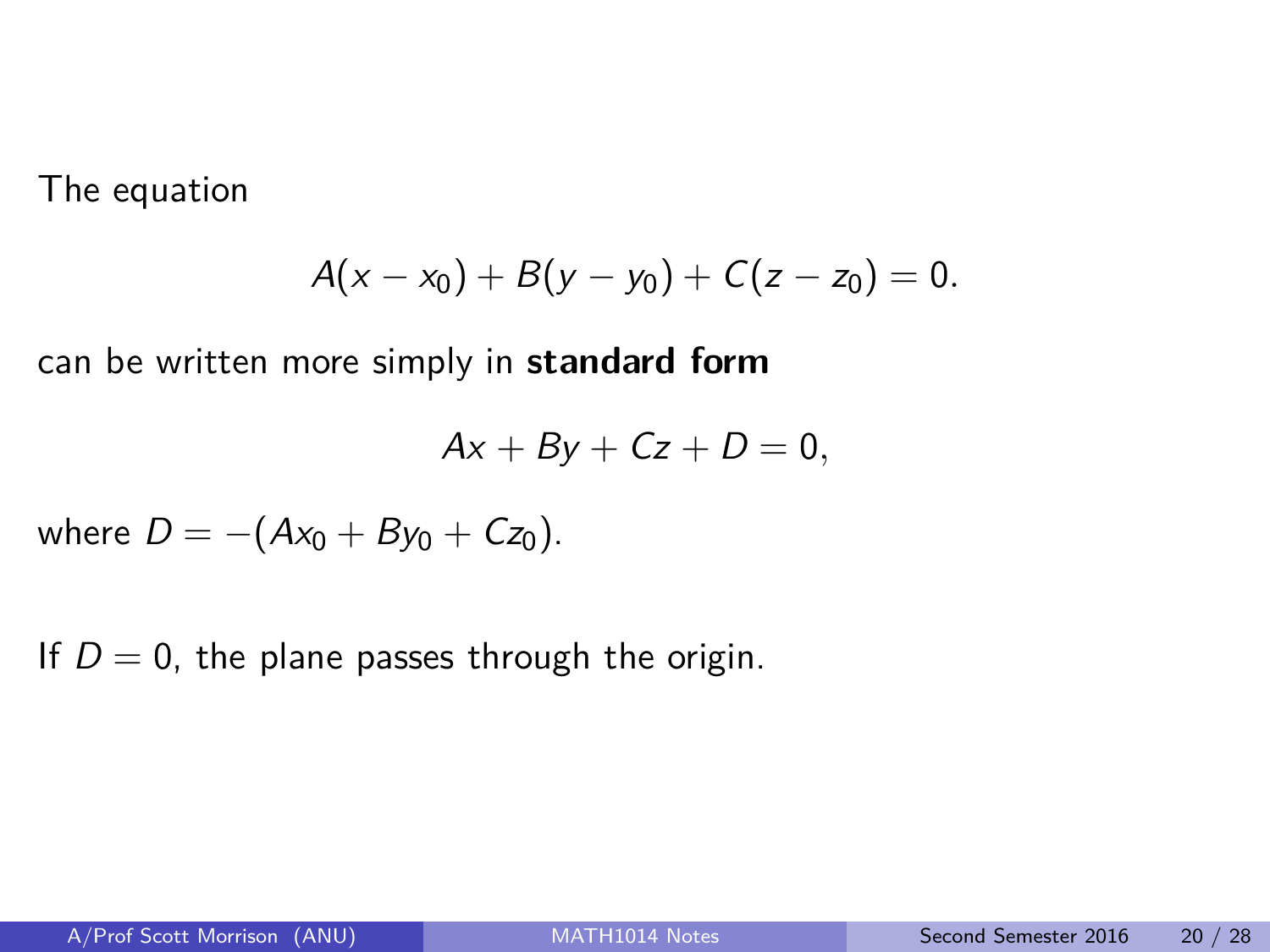The equation

$$A(x - x_0) + B(y - y_0) + C(z - z_0) = 0.$$

can be written more simply in **standard form**

$$Ax + By + Cz + D = 0,$$

where $D = -(Ax_0 + By_0 + Cz_0)$.

If $D = 0$, the plane passes through the origin.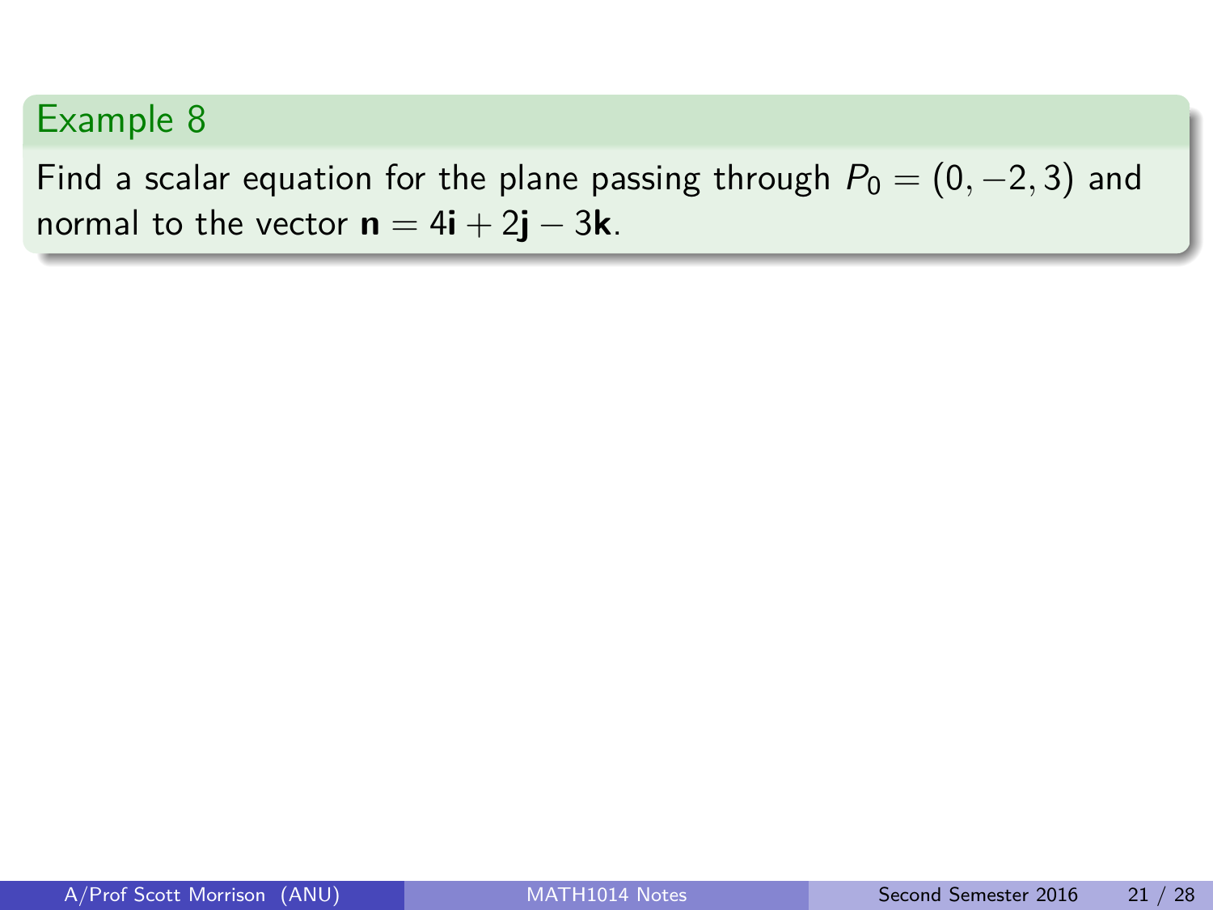## Example 8

Find a scalar equation for the plane passing through $P_0 = (0, -2, 3)$ and normal to the vector $\mathbf{n} = 4\mathbf{i} + 2\mathbf{j} - 3\mathbf{k}$.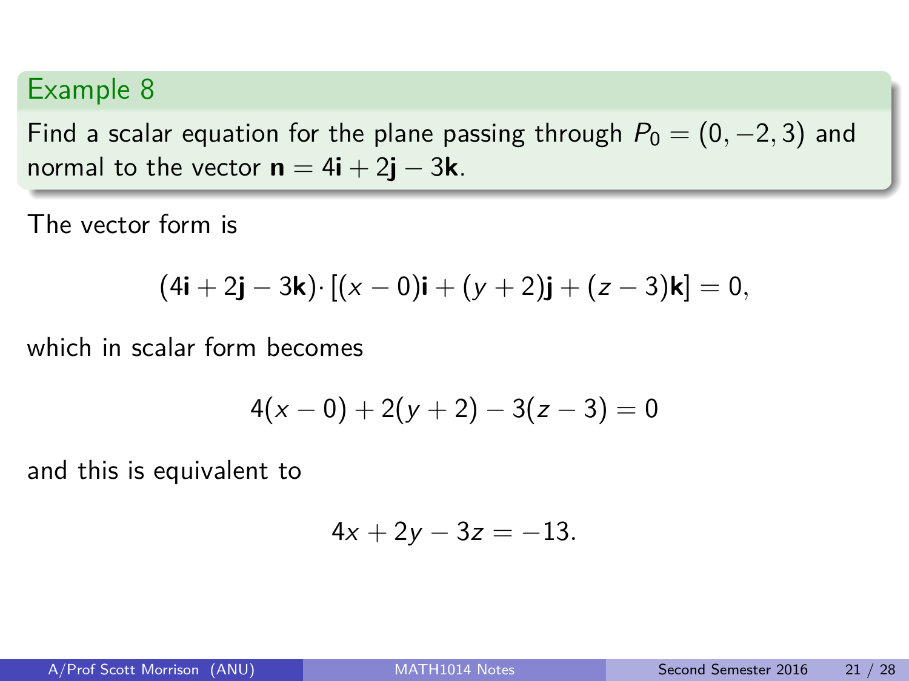### Example 8

Find a scalar equation for the plane passing through $P_0 = (0, -2, 3)$ and normal to the vector $\mathbf{n} = 4\mathbf{i} + 2\mathbf{j} - 3\mathbf{k}$.

The vector form is

$$(4\mathbf{i} + 2\mathbf{j} - 3\mathbf{k}) \cdot [(x - 0)\mathbf{i} + (y + 2)\mathbf{j} + (z - 3)\mathbf{k}] = 0,$$

which in scalar form becomes

$$4(x - 0) + 2(y + 2) - 3(z - 3) = 0$$

and this is equivalent to

$$4x + 2y - 3z = -13.$$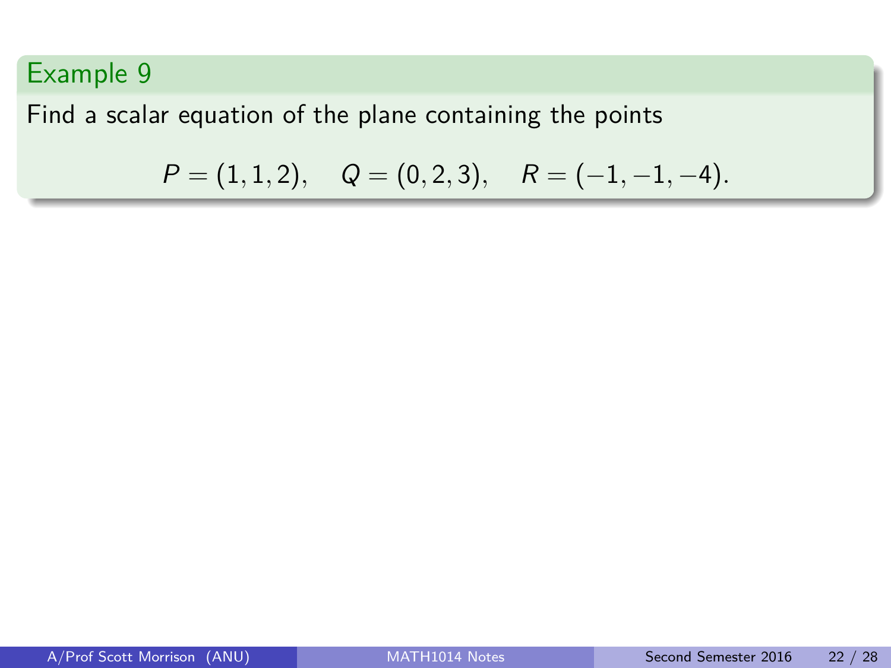## Example 9

Find a scalar equation of the plane containing the points

$$P = (1, 1, 2), \quad Q = (0, 2, 3), \quad R = (-1, -1, -4).$$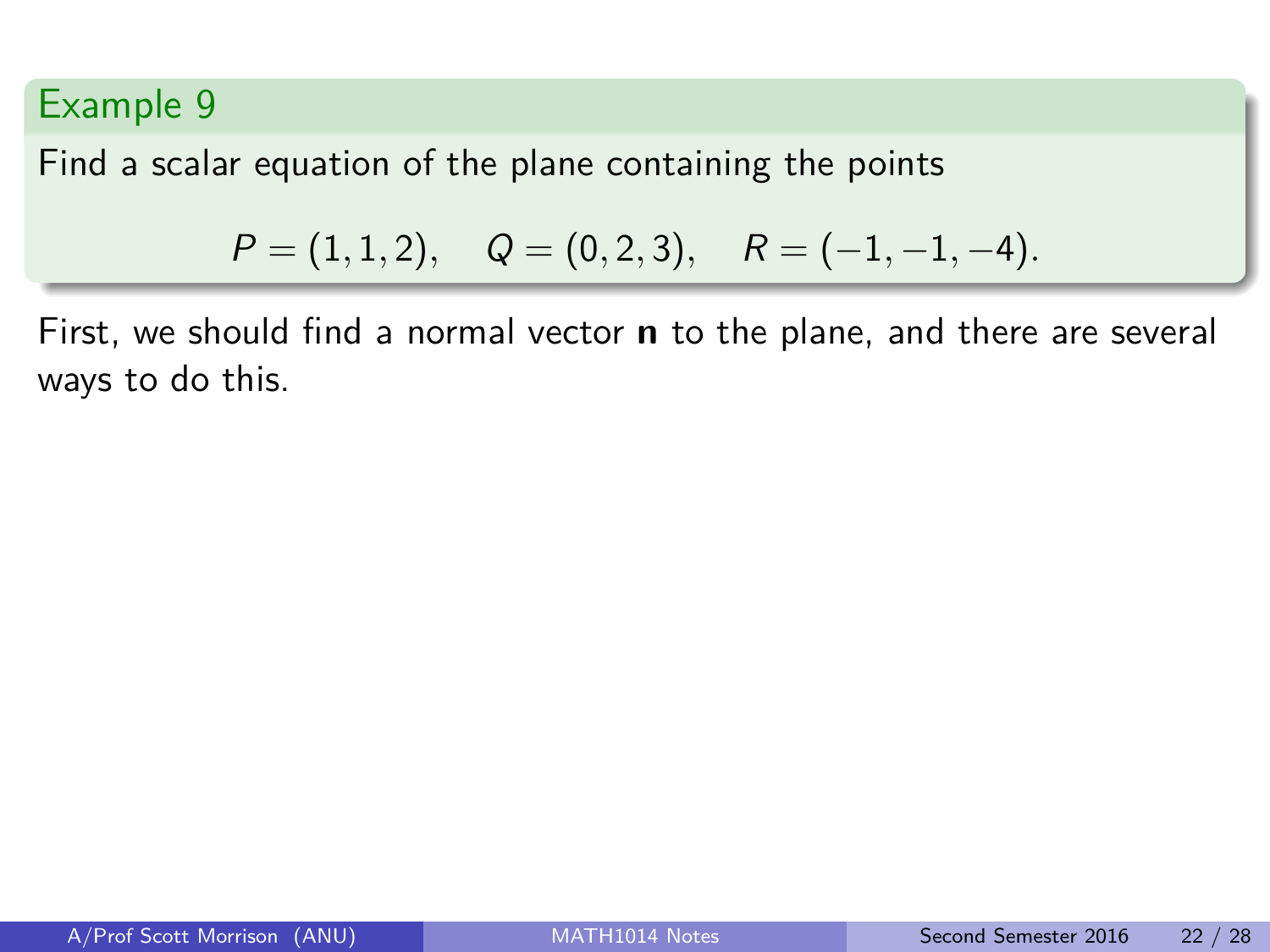### Example 9

Find a scalar equation of the plane containing the points

$$P = (1, 1, 2), \quad Q = (0, 2, 3), \quad R = (-1, -1, -4).$$

First, we should find a normal vector **n** to the plane, and there are several ways to do this.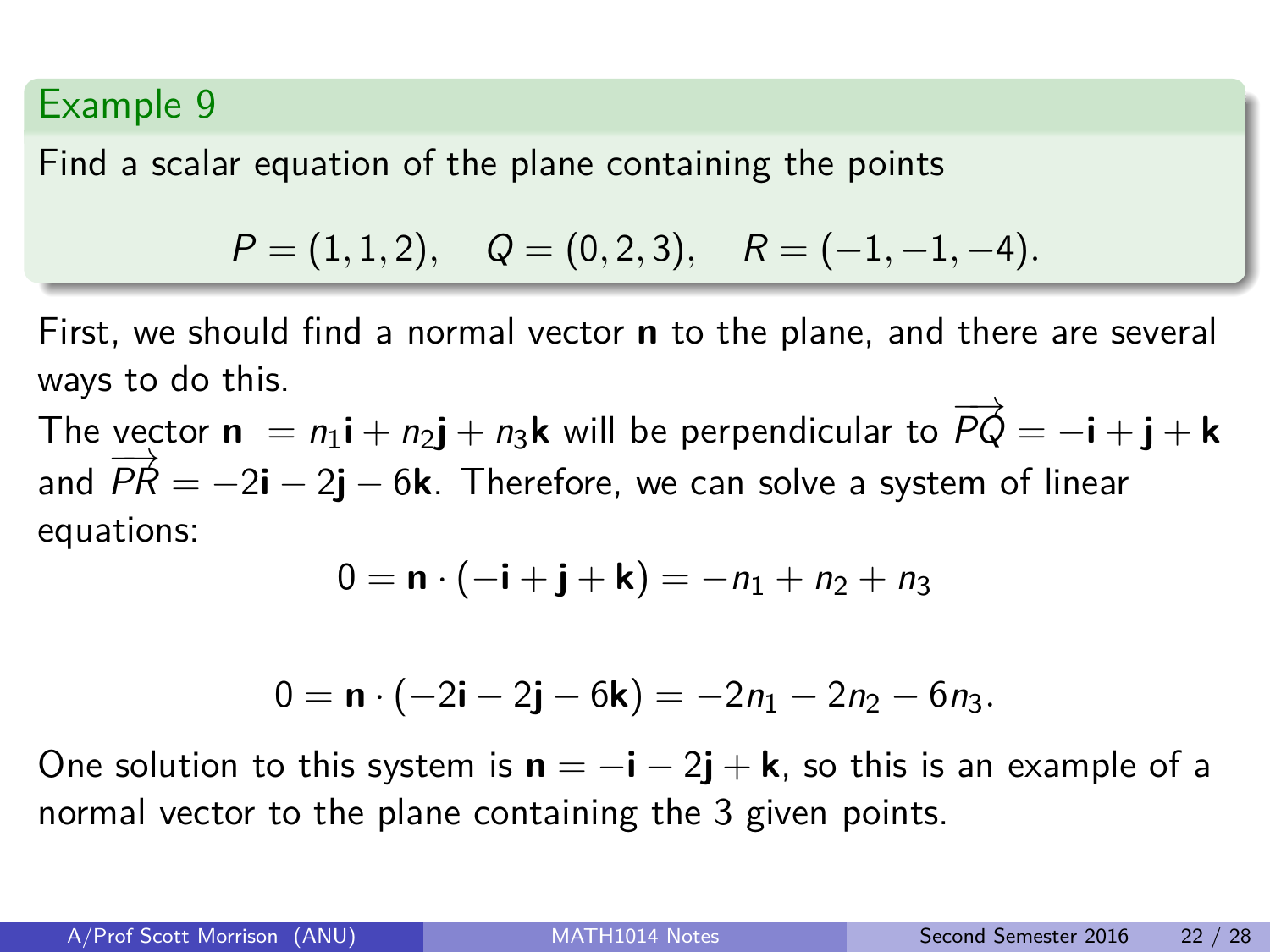## Example 9

Find a scalar equation of the plane containing the points

$$P = (1, 1, 2), \quad Q = (0, 2, 3), \quad R = (-1, -1, -4).$$

First, we should find a normal vector $\mathbf{n}$ to the plane, and there are several ways to do this.

The vector $\mathbf{n} = n_1\mathbf{i} + n_2\mathbf{j} + n_3\mathbf{k}$ will be perpendicular to $\overrightarrow{PQ} = -\mathbf{i} + \mathbf{j} + \mathbf{k}$ and $\overrightarrow{PR} = -2\mathbf{i} - 2\mathbf{j} - 6\mathbf{k}$. Therefore, we can solve a system of linear equations:

$$0 = \mathbf{n} \cdot (-\mathbf{i} + \mathbf{j} + \mathbf{k}) = -n_1 + n_2 + n_3$$

$$0 = \mathbf{n} \cdot (-2\mathbf{i} - 2\mathbf{j} - 6\mathbf{k}) = -2n_1 - 2n_2 - 6n_3.$$

One solution to this system is $\mathbf{n} = -\mathbf{i} - 2\mathbf{j} + \mathbf{k}$, so this is an example of a normal vector to the plane containing the 3 given points.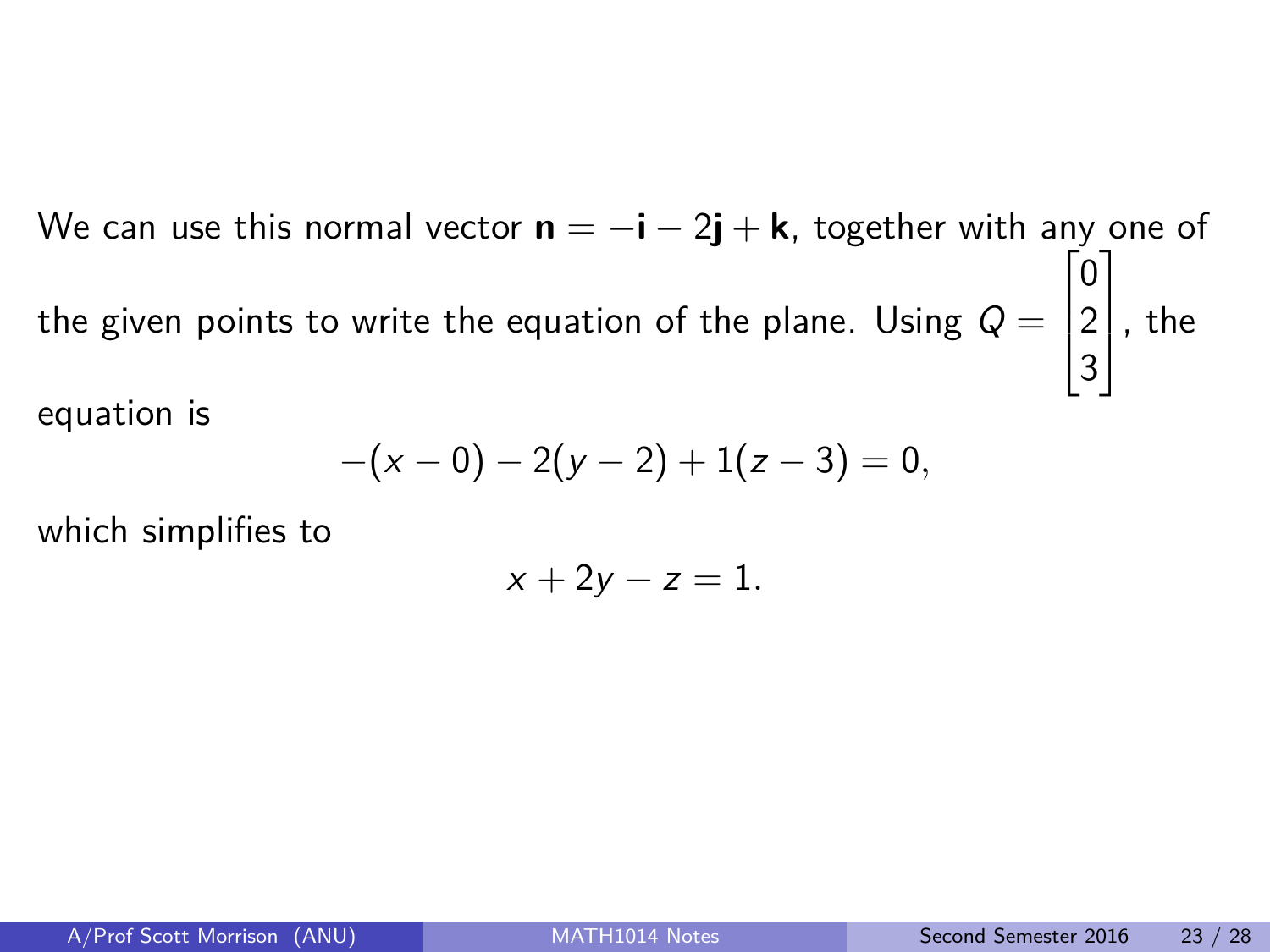We can use this normal vector $\mathbf{n} = -\mathbf{i} - 2\mathbf{j} + \mathbf{k}$, together with any one of the given points to write the equation of the plane. Using $Q = \begin{bmatrix} 0 \\ 2 \\ 3 \end{bmatrix}$, the equation is

$$-(x - 0) - 2(y - 2) + 1(z - 3) = 0,$$

which simplifies to

$$x + 2y - z = 1.$$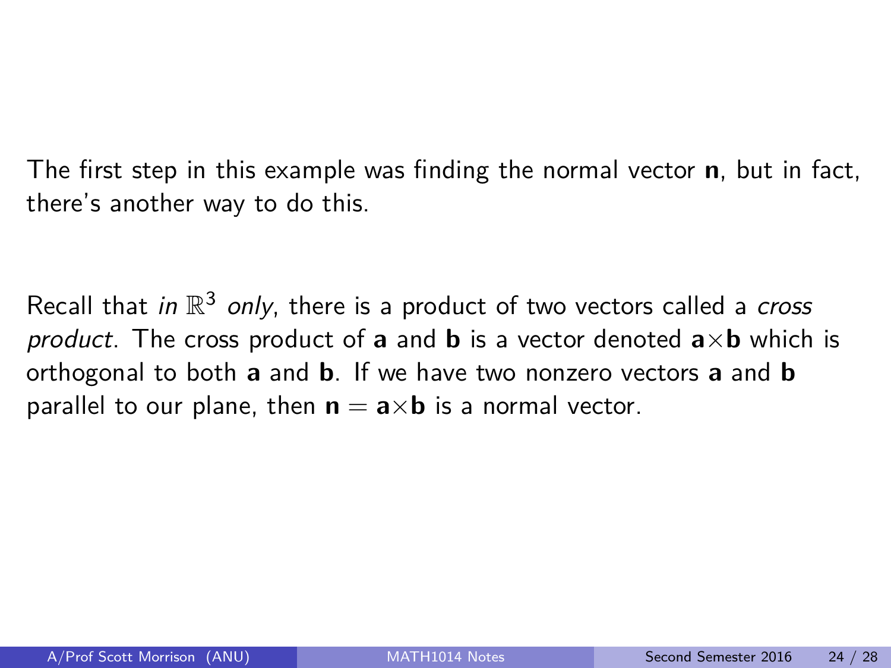The first step in this example was finding the normal vector **n**, but in fact, there's another way to do this.

Recall that *in* $\mathbb{R}^3$ *only*, there is a product of two vectors called a *cross product*. The cross product of **a** and **b** is a vector denoted $\mathbf{a} \times \mathbf{b}$ which is orthogonal to both **a** and **b**. If we have two nonzero vectors **a** and **b** parallel to our plane, then $\mathbf{n} = \mathbf{a} \times \mathbf{b}$ is a normal vector.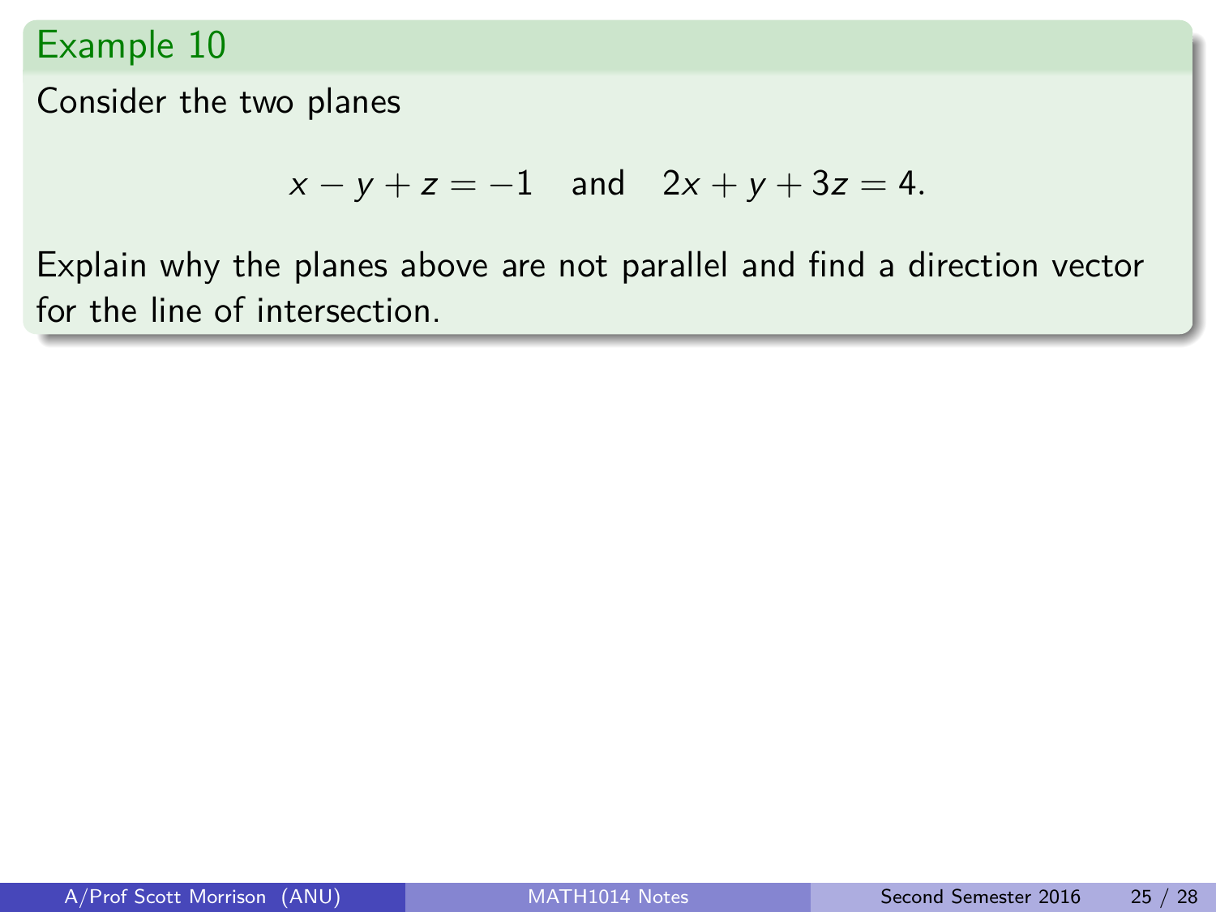## Example 10

Consider the two planes

$$x - y + z = -1 \quad \text{and} \quad 2x + y + 3z = 4.$$

Explain why the planes above are not parallel and find a direction vector for the line of intersection.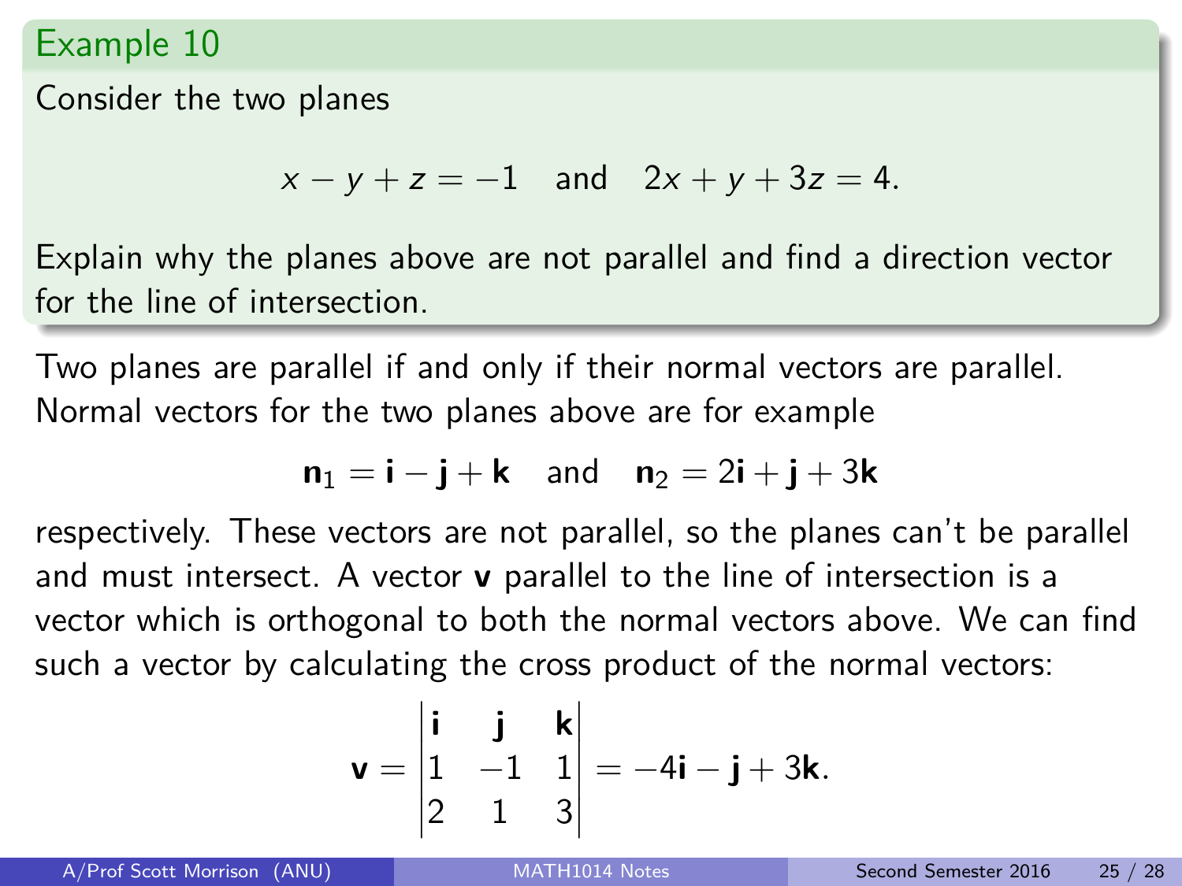### Example 10

Consider the two planes

$$x - y + z = -1 \quad \text{and} \quad 2x + y + 3z = 4.$$

Explain why the planes above are not parallel and find a direction vector for the line of intersection.

Two planes are parallel if and only if their normal vectors are parallel. Normal vectors for the two planes above are for example

$$\mathbf{n}_1 = \mathbf{i} - \mathbf{j} + \mathbf{k} \quad \text{and} \quad \mathbf{n}_2 = 2\mathbf{i} + \mathbf{j} + 3\mathbf{k}$$

respectively. These vectors are not parallel, so the planes can't be parallel and must intersect. A vector $\mathbf{v}$ parallel to the line of intersection is a vector which is orthogonal to both the normal vectors above. We can find such a vector by calculating the cross product of the normal vectors:

$$\mathbf{v} = \begin{vmatrix} \mathbf{i} & \mathbf{j} & \mathbf{k} \\ 1 & -1 & 1 \\ 2 & 1 & 3 \end{vmatrix} = -4\mathbf{i} - \mathbf{j} + 3\mathbf{k}.$$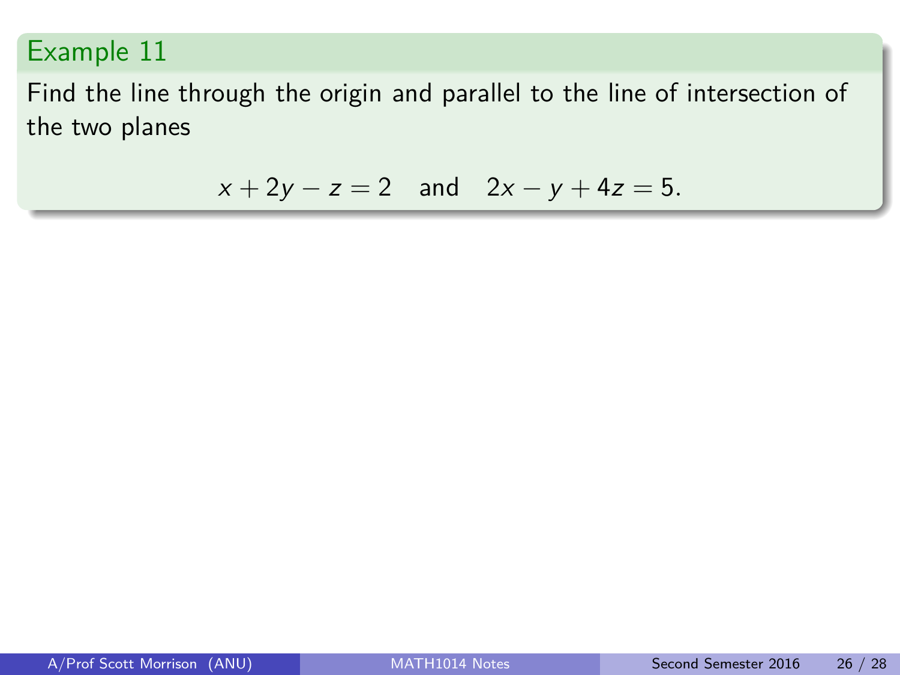## Example 11

Find the line through the origin and parallel to the line of intersection of the two planes

$$x + 2y - z = 2 \quad \text{and} \quad 2x - y + 4z = 5.$$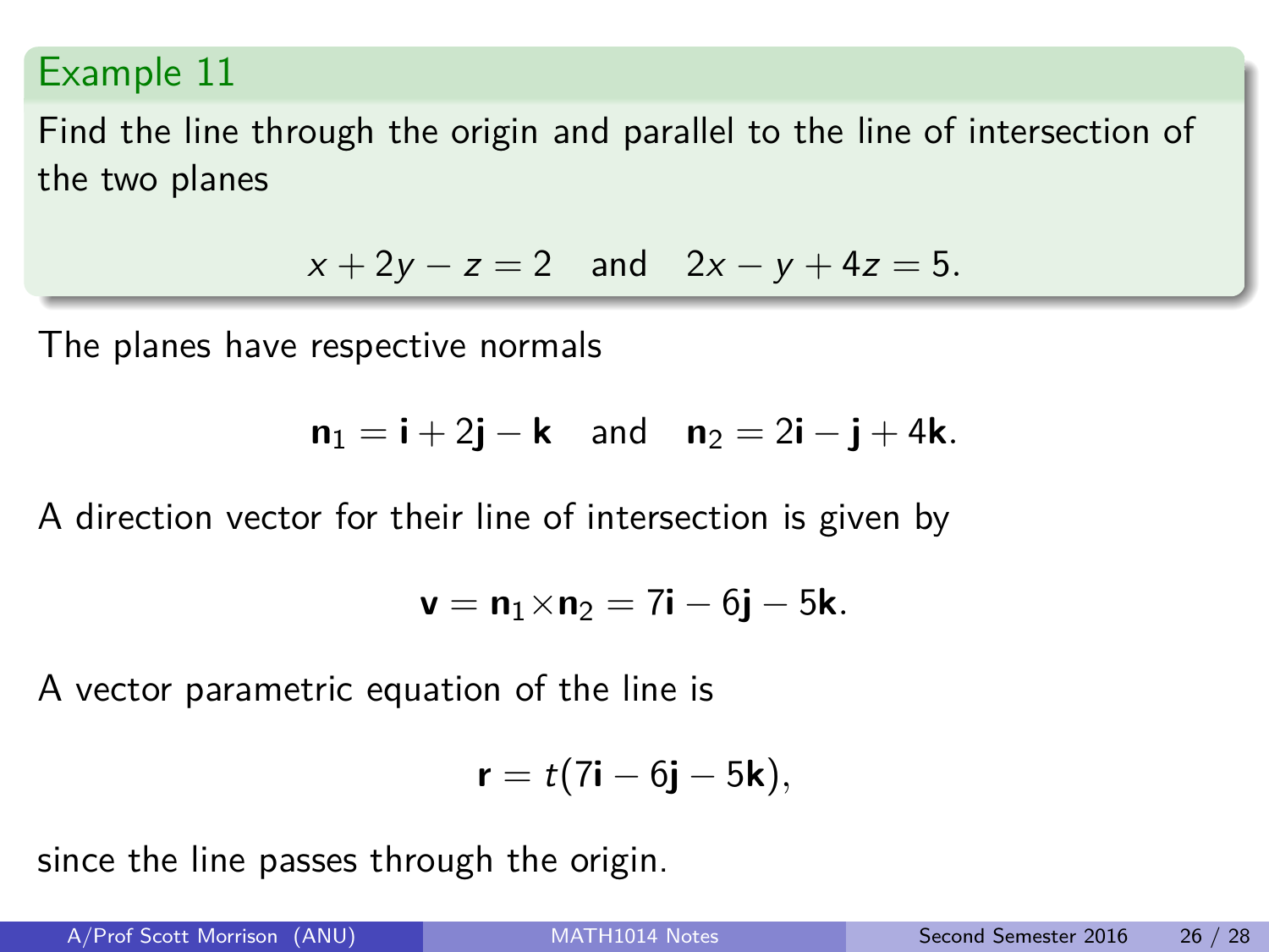### Example 11

Find the line through the origin and parallel to the line of intersection of the two planes

$$x + 2y - z = 2 \quad \text{and} \quad 2x - y + 4z = 5.$$

The planes have respective normals

$$\mathbf{n}_1 = \mathbf{i} + 2\mathbf{j} - \mathbf{k} \quad \text{and} \quad \mathbf{n}_2 = 2\mathbf{i} - \mathbf{j} + 4\mathbf{k}.$$

A direction vector for their line of intersection is given by

$$\mathbf{v} = \mathbf{n}_1 \times \mathbf{n}_2 = 7\mathbf{i} - 6\mathbf{j} - 5\mathbf{k}.$$

A vector parametric equation of the line is

$$\mathbf{r} = t(7\mathbf{i} - 6\mathbf{j} - 5\mathbf{k}),$$

since the line passes through the origin.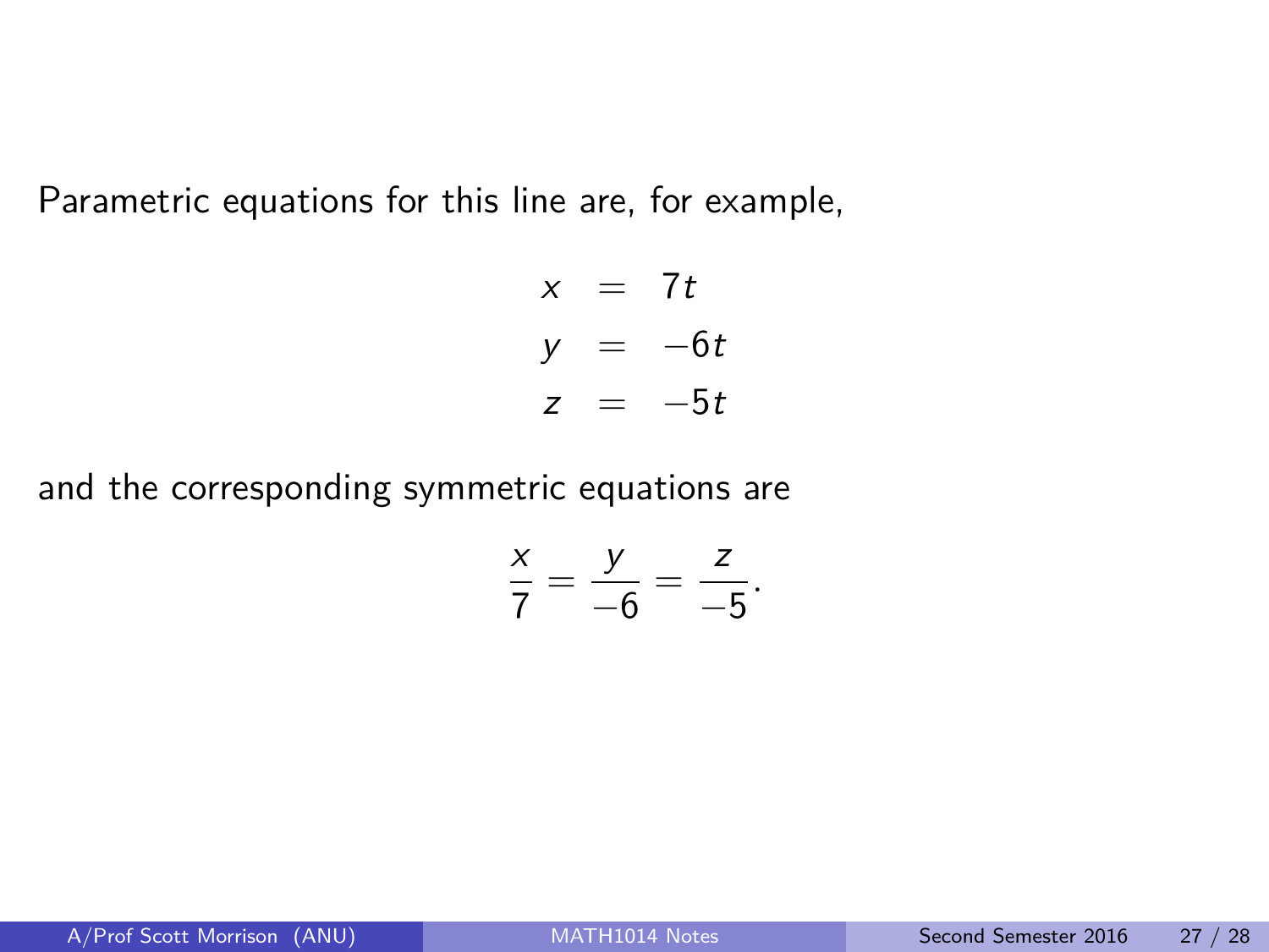Parametric equations for this line are, for example,

$$
\begin{aligned}
x &= 7t \\
y &= -6t \\
z &= -5t
\end{aligned}
$$

and the corresponding symmetric equations are

$$\frac{x}{7} = \frac{y}{-6} = \frac{z}{-5}.$$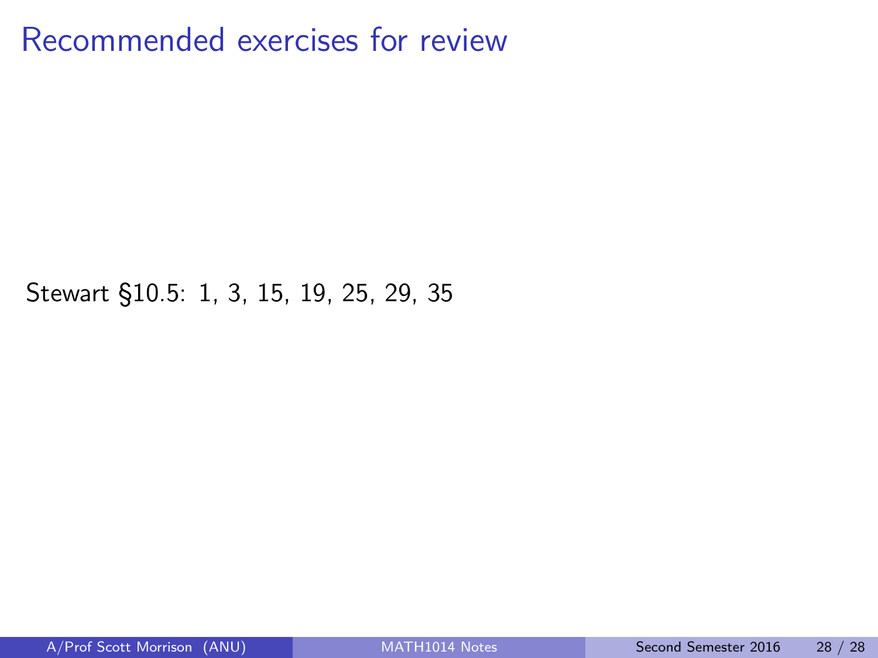# Recommended exercises for review

Stewart §10.5: 1, 3, 15, 19, 25, 29, 35